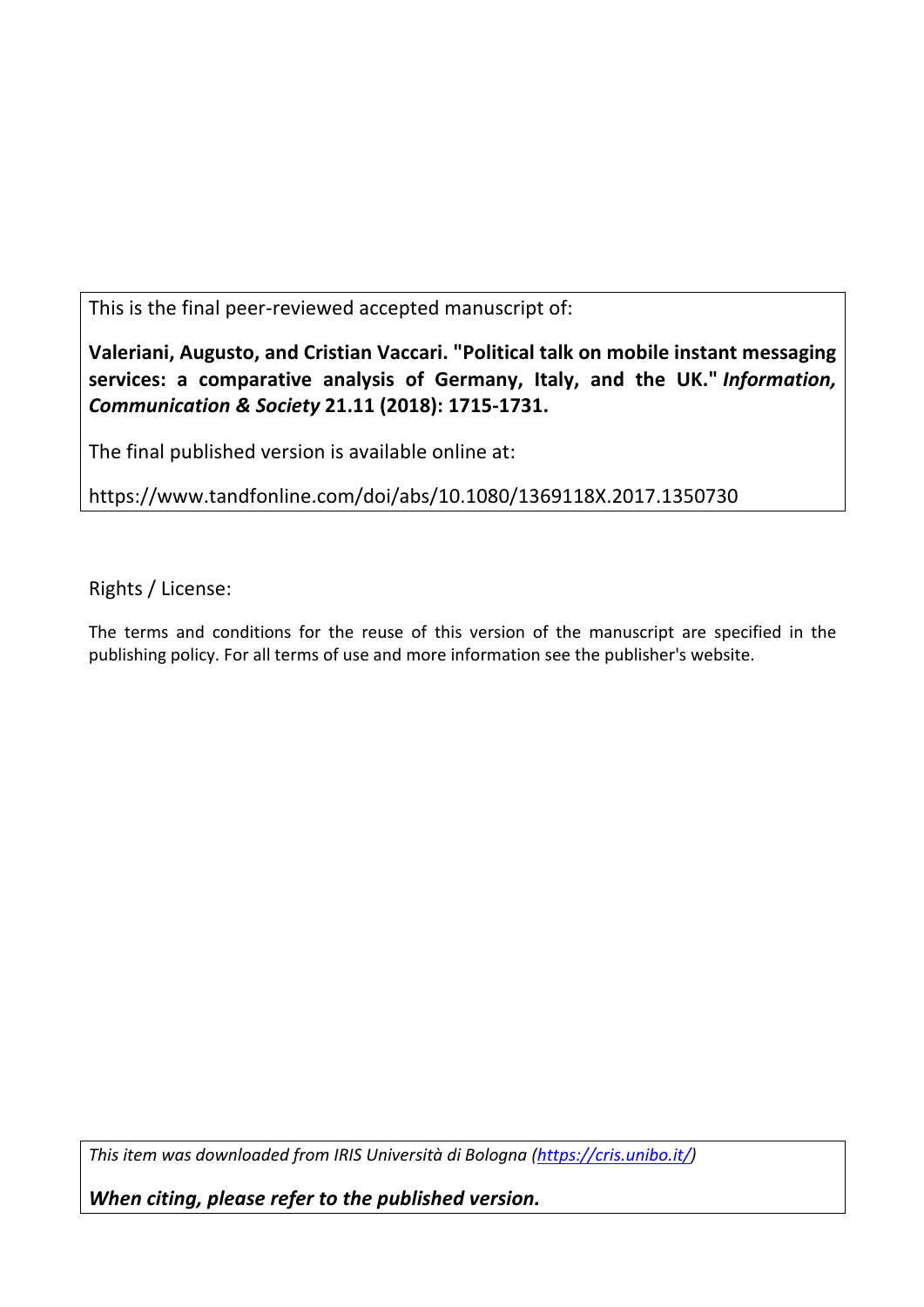This is the final peer-reviewed accepted manuscript of:

**Valeriani, Augusto, and Cristian Vaccari. "Political talk on mobile instant messaging services: a comparative analysis of Germany, Italy, and the UK."** ***Information, Communication & Society*** **21.11 (2018): 1715-1731.**

The final published version is available online at:

https://www.tandfonline.com/doi/abs/10.1080/1369118X.2017.1350730

Rights / License:

The terms and conditions for the reuse of this version of the manuscript are specified in the publishing policy. For all terms of use and more information see the publisher's website.

*This item was downloaded from IRIS Università di Bologna ([https://cris.unibo.it/](https://cris.unibo.it/))*

***When citing, please refer to the published version.***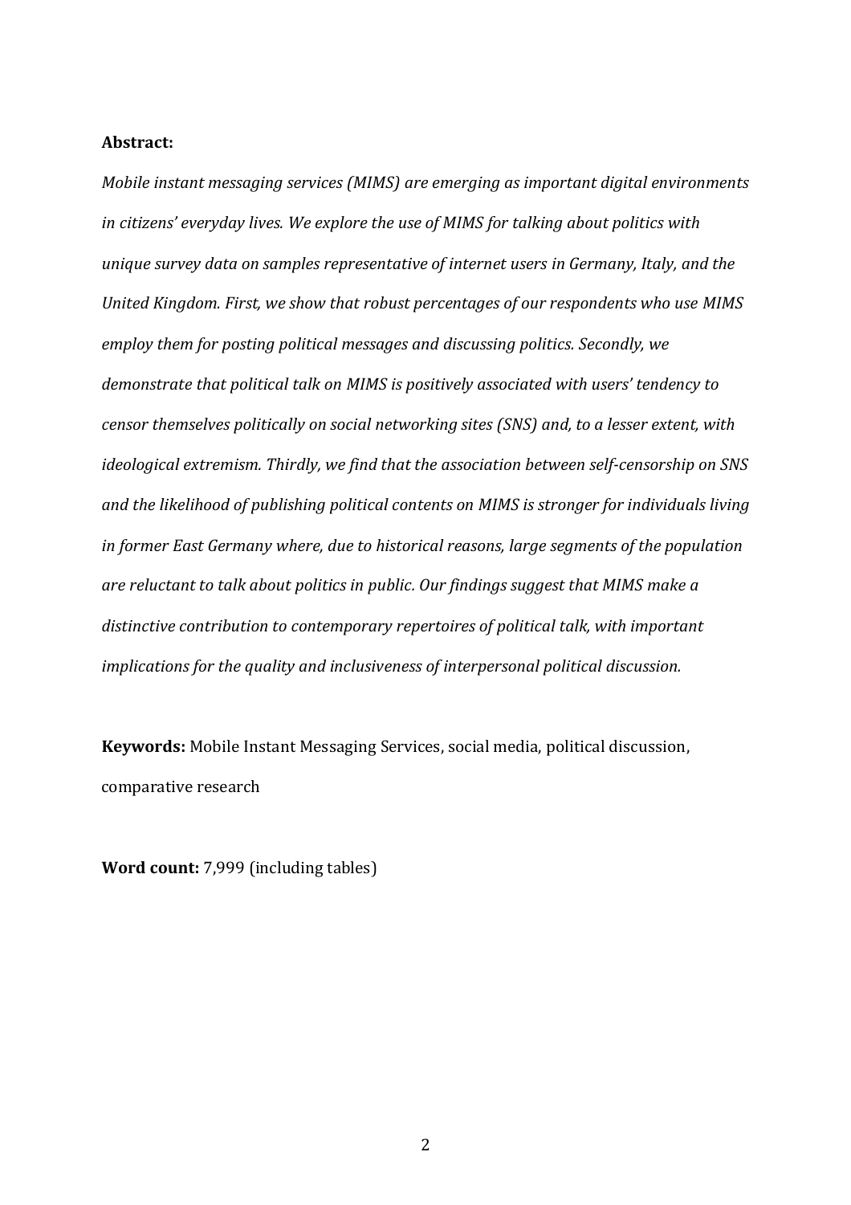**Abstract:**

*Mobile instant messaging services (MIMS) are emerging as important digital environments in citizens' everyday lives. We explore the use of MIMS for talking about politics with unique survey data on samples representative of internet users in Germany, Italy, and the United Kingdom. First, we show that robust percentages of our respondents who use MIMS employ them for posting political messages and discussing politics. Secondly, we demonstrate that political talk on MIMS is positively associated with users' tendency to censor themselves politically on social networking sites (SNS) and, to a lesser extent, with ideological extremism. Thirdly, we find that the association between self-censorship on SNS and the likelihood of publishing political contents on MIMS is stronger for individuals living in former East Germany where, due to historical reasons, large segments of the population are reluctant to talk about politics in public. Our findings suggest that MIMS make a distinctive contribution to contemporary repertoires of political talk, with important implications for the quality and inclusiveness of interpersonal political discussion.*

**Keywords:** Mobile Instant Messaging Services, social media, political discussion, comparative research

**Word count:** 7,999 (including tables)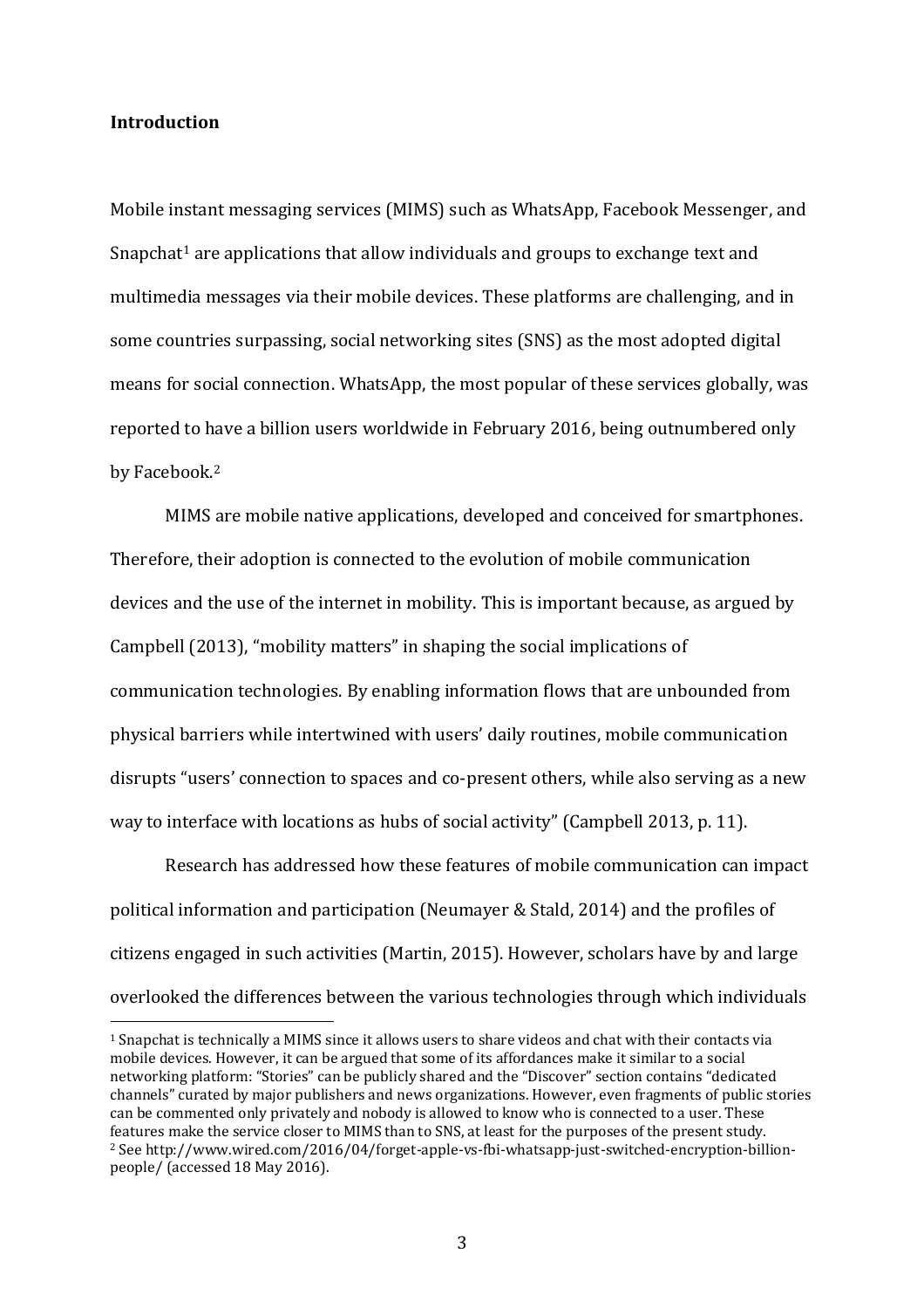**Introduction**

Mobile instant messaging services (MIMS) such as WhatsApp, Facebook Messenger, and Snapchat[1] are applications that allow individuals and groups to exchange text and multimedia messages via their mobile devices. These platforms are challenging, and in some countries surpassing, social networking sites (SNS) as the most adopted digital means for social connection. WhatsApp, the most popular of these services globally, was reported to have a billion users worldwide in February 2016, being outnumbered only by Facebook.[2]

MIMS are mobile native applications, developed and conceived for smartphones. Therefore, their adoption is connected to the evolution of mobile communication devices and the use of the internet in mobility. This is important because, as argued by Campbell (2013), "mobility matters" in shaping the social implications of communication technologies. By enabling information flows that are unbounded from physical barriers while intertwined with users' daily routines, mobile communication disrupts "users' connection to spaces and co-present others, while also serving as a new way to interface with locations as hubs of social activity" (Campbell 2013, p. 11).

Research has addressed how these features of mobile communication can impact political information and participation (Neumayer & Stald, 2014) and the profiles of citizens engaged in such activities (Martin, 2015). However, scholars have by and large overlooked the differences between the various technologies through which individuals

---

[1] Snapchat is technically a MIMS since it allows users to share videos and chat with their contacts via mobile devices. However, it can be argued that some of its affordances make it similar to a social networking platform: "Stories" can be publicly shared and the "Discover" section contains "dedicated channels" curated by major publishers and news organizations. However, even fragments of public stories can be commented only privately and nobody is allowed to know who is connected to a user. These features make the service closer to MIMS than to SNS, at least for the purposes of the present study.

[2] See http://www.wired.com/2016/04/forget-apple-vs-fbi-whatsapp-just-switched-encryption-billion-people/ (accessed 18 May 2016).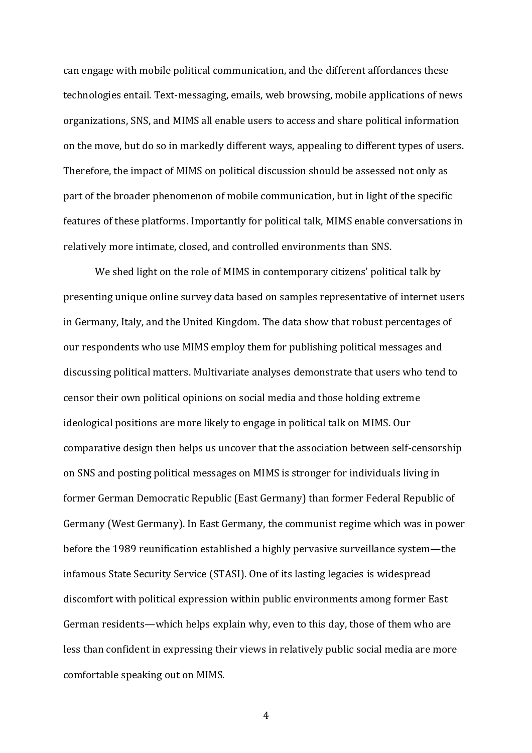can engage with mobile political communication, and the different affordances these technologies entail. Text-messaging, emails, web browsing, mobile applications of news organizations, SNS, and MIMS all enable users to access and share political information on the move, but do so in markedly different ways, appealing to different types of users. Therefore, the impact of MIMS on political discussion should be assessed not only as part of the broader phenomenon of mobile communication, but in light of the specific features of these platforms. Importantly for political talk, MIMS enable conversations in relatively more intimate, closed, and controlled environments than SNS.

We shed light on the role of MIMS in contemporary citizens' political talk by presenting unique online survey data based on samples representative of internet users in Germany, Italy, and the United Kingdom. The data show that robust percentages of our respondents who use MIMS employ them for publishing political messages and discussing political matters. Multivariate analyses demonstrate that users who tend to censor their own political opinions on social media and those holding extreme ideological positions are more likely to engage in political talk on MIMS. Our comparative design then helps us uncover that the association between self-censorship on SNS and posting political messages on MIMS is stronger for individuals living in former German Democratic Republic (East Germany) than former Federal Republic of Germany (West Germany). In East Germany, the communist regime which was in power before the 1989 reunification established a highly pervasive surveillance system—the infamous State Security Service (STASI). One of its lasting legacies is widespread discomfort with political expression within public environments among former East German residents—which helps explain why, even to this day, those of them who are less than confident in expressing their views in relatively public social media are more comfortable speaking out on MIMS.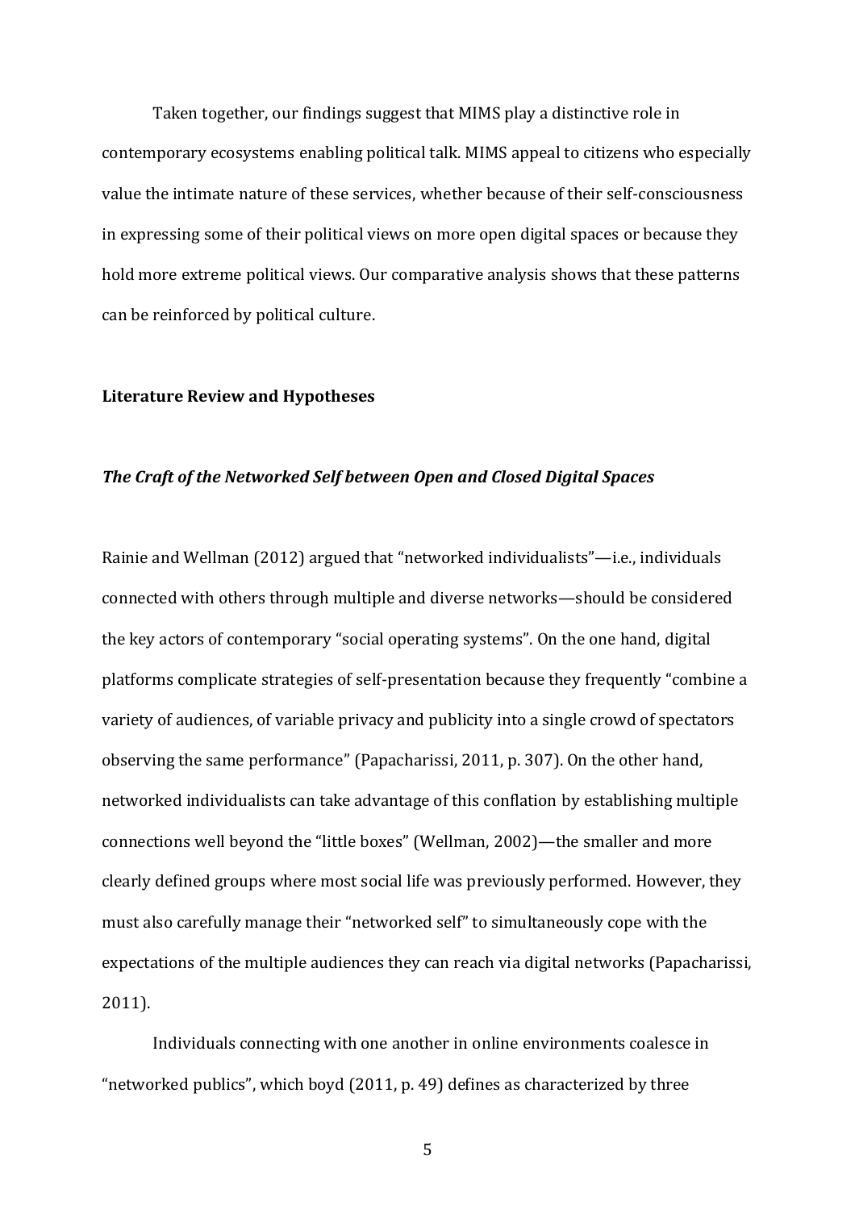Taken together, our findings suggest that MIMS play a distinctive role in contemporary ecosystems enabling political talk. MIMS appeal to citizens who especially value the intimate nature of these services, whether because of their self-consciousness in expressing some of their political views on more open digital spaces or because they hold more extreme political views. Our comparative analysis shows that these patterns can be reinforced by political culture.

## Literature Review and Hypotheses

### ***The Craft of the Networked Self between Open and Closed Digital Spaces***

Rainie and Wellman (2012) argued that "networked individualists"—i.e., individuals connected with others through multiple and diverse networks—should be considered the key actors of contemporary "social operating systems". On the one hand, digital platforms complicate strategies of self-presentation because they frequently "combine a variety of audiences, of variable privacy and publicity into a single crowd of spectators observing the same performance" (Papacharissi, 2011, p. 307). On the other hand, networked individualists can take advantage of this conflation by establishing multiple connections well beyond the "little boxes" (Wellman, 2002)—the smaller and more clearly defined groups where most social life was previously performed. However, they must also carefully manage their "networked self" to simultaneously cope with the expectations of the multiple audiences they can reach via digital networks (Papacharissi, 2011).

Individuals connecting with one another in online environments coalesce in "networked publics", which boyd (2011, p. 49) defines as characterized by three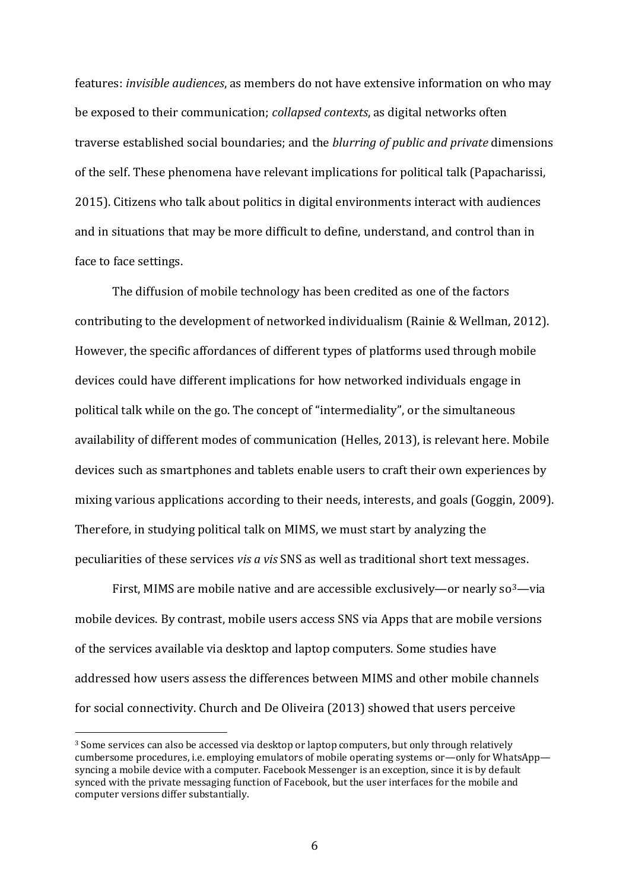features: *invisible audiences*, as members do not have extensive information on who may be exposed to their communication; *collapsed contexts*, as digital networks often traverse established social boundaries; and the *blurring of public and private* dimensions of the self. These phenomena have relevant implications for political talk (Papacharissi, 2015). Citizens who talk about politics in digital environments interact with audiences and in situations that may be more difficult to define, understand, and control than in face to face settings.

The diffusion of mobile technology has been credited as one of the factors contributing to the development of networked individualism (Rainie & Wellman, 2012). However, the specific affordances of different types of platforms used through mobile devices could have different implications for how networked individuals engage in political talk while on the go. The concept of "intermediality", or the simultaneous availability of different modes of communication (Helles, 2013), is relevant here. Mobile devices such as smartphones and tablets enable users to craft their own experiences by mixing various applications according to their needs, interests, and goals (Goggin, 2009). Therefore, in studying political talk on MIMS, we must start by analyzing the peculiarities of these services *vis a vis* SNS as well as traditional short text messages.

First, MIMS are mobile native and are accessible exclusively—or nearly so[3]—via mobile devices. By contrast, mobile users access SNS via Apps that are mobile versions of the services available via desktop and laptop computers. Some studies have addressed how users assess the differences between MIMS and other mobile channels for social connectivity. Church and De Oliveira (2013) showed that users perceive

[3] Some services can also be accessed via desktop or laptop computers, but only through relatively cumbersome procedures, i.e. employing emulators of mobile operating systems or—only for WhatsApp—syncing a mobile device with a computer. Facebook Messenger is an exception, since it is by default synced with the private messaging function of Facebook, but the user interfaces for the mobile and computer versions differ substantially.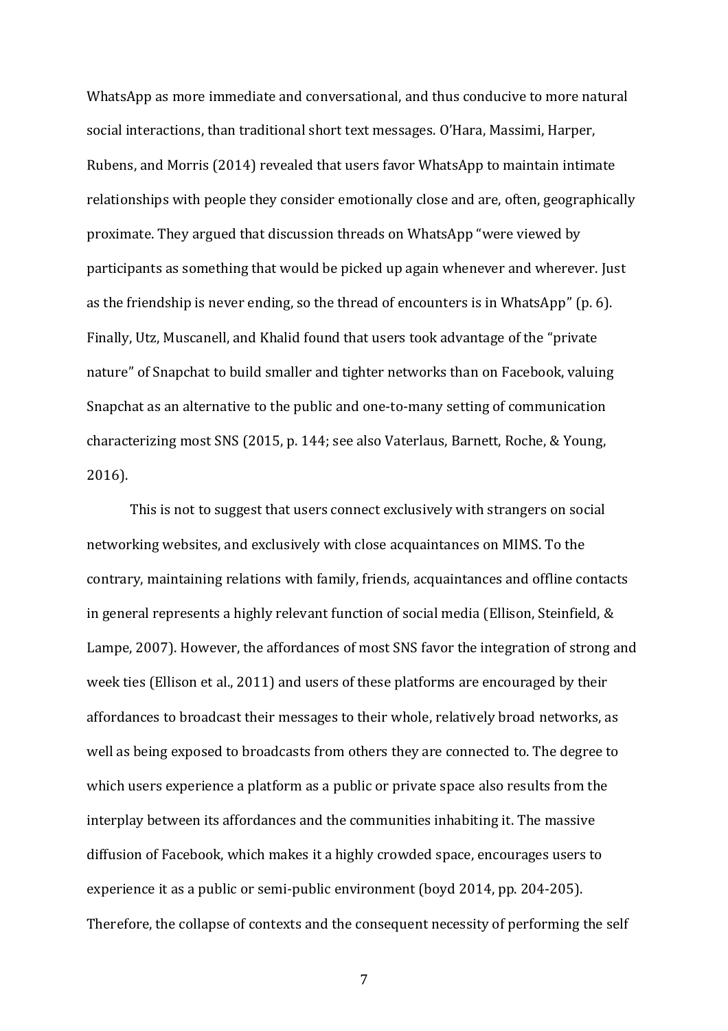WhatsApp as more immediate and conversational, and thus conducive to more natural social interactions, than traditional short text messages. O'Hara, Massimi, Harper, Rubens, and Morris (2014) revealed that users favor WhatsApp to maintain intimate relationships with people they consider emotionally close and are, often, geographically proximate. They argued that discussion threads on WhatsApp "were viewed by participants as something that would be picked up again whenever and wherever. Just as the friendship is never ending, so the thread of encounters is in WhatsApp" (p. 6). Finally, Utz, Muscanell, and Khalid found that users took advantage of the "private nature" of Snapchat to build smaller and tighter networks than on Facebook, valuing Snapchat as an alternative to the public and one-to-many setting of communication characterizing most SNS (2015, p. 144; see also Vaterlaus, Barnett, Roche, & Young, 2016).

This is not to suggest that users connect exclusively with strangers on social networking websites, and exclusively with close acquaintances on MIMS. To the contrary, maintaining relations with family, friends, acquaintances and offline contacts in general represents a highly relevant function of social media (Ellison, Steinfield, & Lampe, 2007). However, the affordances of most SNS favor the integration of strong and week ties (Ellison et al., 2011) and users of these platforms are encouraged by their affordances to broadcast their messages to their whole, relatively broad networks, as well as being exposed to broadcasts from others they are connected to. The degree to which users experience a platform as a public or private space also results from the interplay between its affordances and the communities inhabiting it. The massive diffusion of Facebook, which makes it a highly crowded space, encourages users to experience it as a public or semi-public environment (boyd 2014, pp. 204-205). Therefore, the collapse of contexts and the consequent necessity of performing the self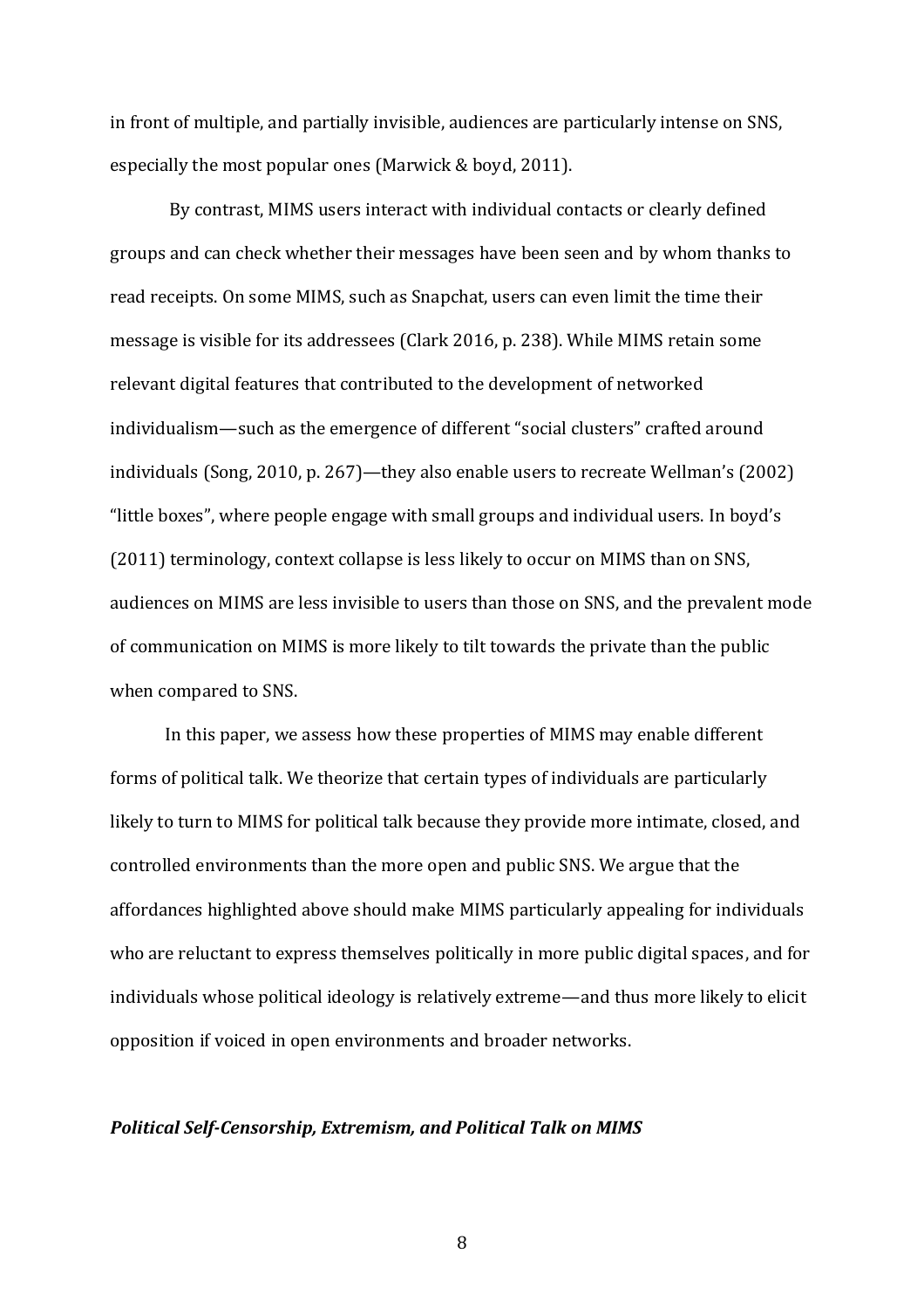in front of multiple, and partially invisible, audiences are particularly intense on SNS, especially the most popular ones (Marwick & boyd, 2011).

By contrast, MIMS users interact with individual contacts or clearly defined groups and can check whether their messages have been seen and by whom thanks to read receipts. On some MIMS, such as Snapchat, users can even limit the time their message is visible for its addressees (Clark 2016, p. 238). While MIMS retain some relevant digital features that contributed to the development of networked individualism—such as the emergence of different "social clusters" crafted around individuals (Song, 2010, p. 267)—they also enable users to recreate Wellman's (2002) "little boxes", where people engage with small groups and individual users. In boyd's (2011) terminology, context collapse is less likely to occur on MIMS than on SNS, audiences on MIMS are less invisible to users than those on SNS, and the prevalent mode of communication on MIMS is more likely to tilt towards the private than the public when compared to SNS.

In this paper, we assess how these properties of MIMS may enable different forms of political talk. We theorize that certain types of individuals are particularly likely to turn to MIMS for political talk because they provide more intimate, closed, and controlled environments than the more open and public SNS. We argue that the affordances highlighted above should make MIMS particularly appealing for individuals who are reluctant to express themselves politically in more public digital spaces, and for individuals whose political ideology is relatively extreme—and thus more likely to elicit opposition if voiced in open environments and broader networks.

### *Political Self-Censorship, Extremism, and Political Talk on MIMS*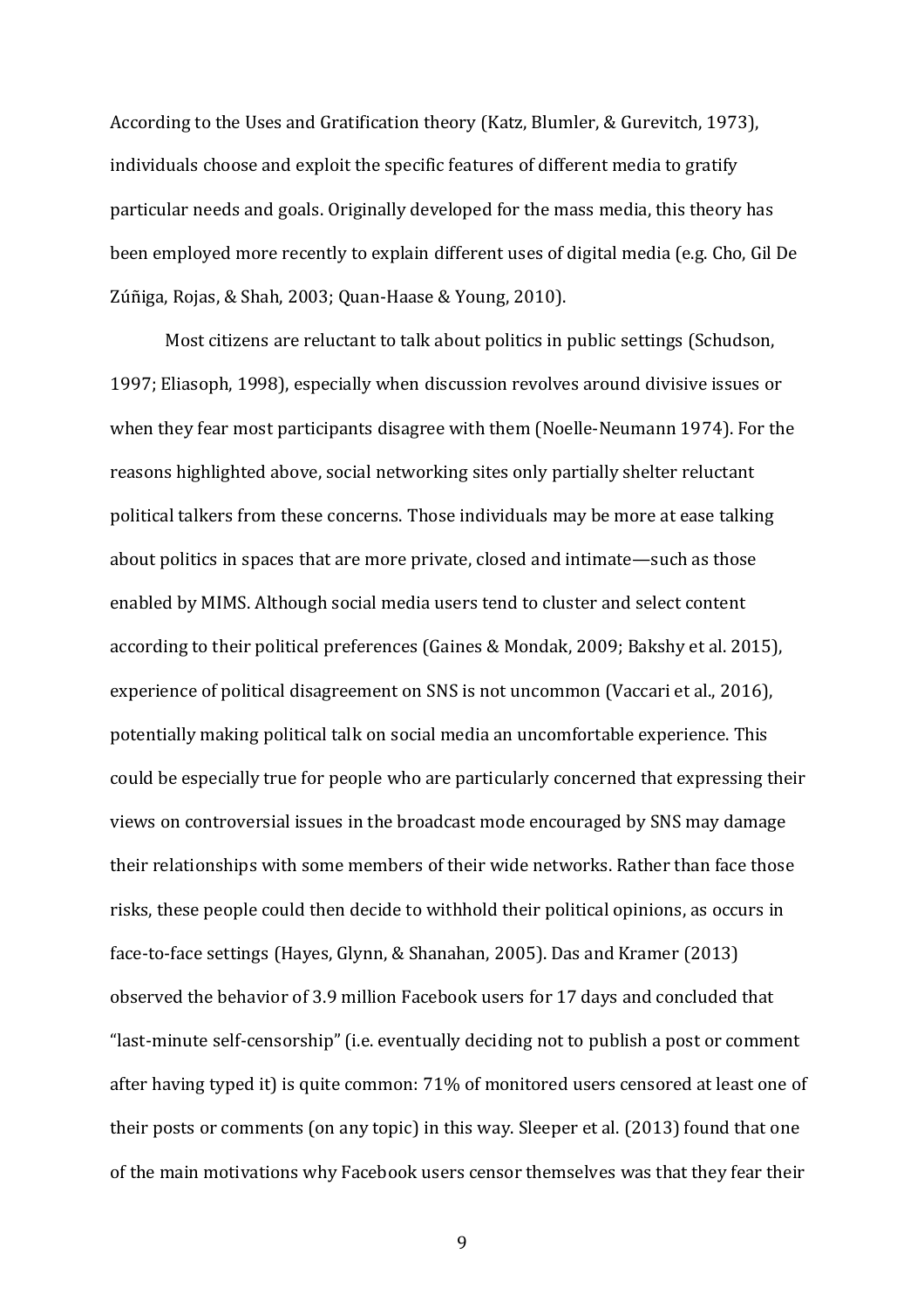According to the Uses and Gratification theory (Katz, Blumler, & Gurevitch, 1973), individuals choose and exploit the specific features of different media to gratify particular needs and goals. Originally developed for the mass media, this theory has been employed more recently to explain different uses of digital media (e.g. Cho, Gil De Zúñiga, Rojas, & Shah, 2003; Quan-Haase & Young, 2010).

Most citizens are reluctant to talk about politics in public settings (Schudson, 1997; Eliasoph, 1998), especially when discussion revolves around divisive issues or when they fear most participants disagree with them (Noelle-Neumann 1974). For the reasons highlighted above, social networking sites only partially shelter reluctant political talkers from these concerns. Those individuals may be more at ease talking about politics in spaces that are more private, closed and intimate—such as those enabled by MIMS. Although social media users tend to cluster and select content according to their political preferences (Gaines & Mondak, 2009; Bakshy et al. 2015), experience of political disagreement on SNS is not uncommon (Vaccari et al., 2016), potentially making political talk on social media an uncomfortable experience. This could be especially true for people who are particularly concerned that expressing their views on controversial issues in the broadcast mode encouraged by SNS may damage their relationships with some members of their wide networks. Rather than face those risks, these people could then decide to withhold their political opinions, as occurs in face-to-face settings (Hayes, Glynn, & Shanahan, 2005). Das and Kramer (2013) observed the behavior of 3.9 million Facebook users for 17 days and concluded that "last-minute self-censorship" (i.e. eventually deciding not to publish a post or comment after having typed it) is quite common: 71% of monitored users censored at least one of their posts or comments (on any topic) in this way. Sleeper et al. (2013) found that one of the main motivations why Facebook users censor themselves was that they fear their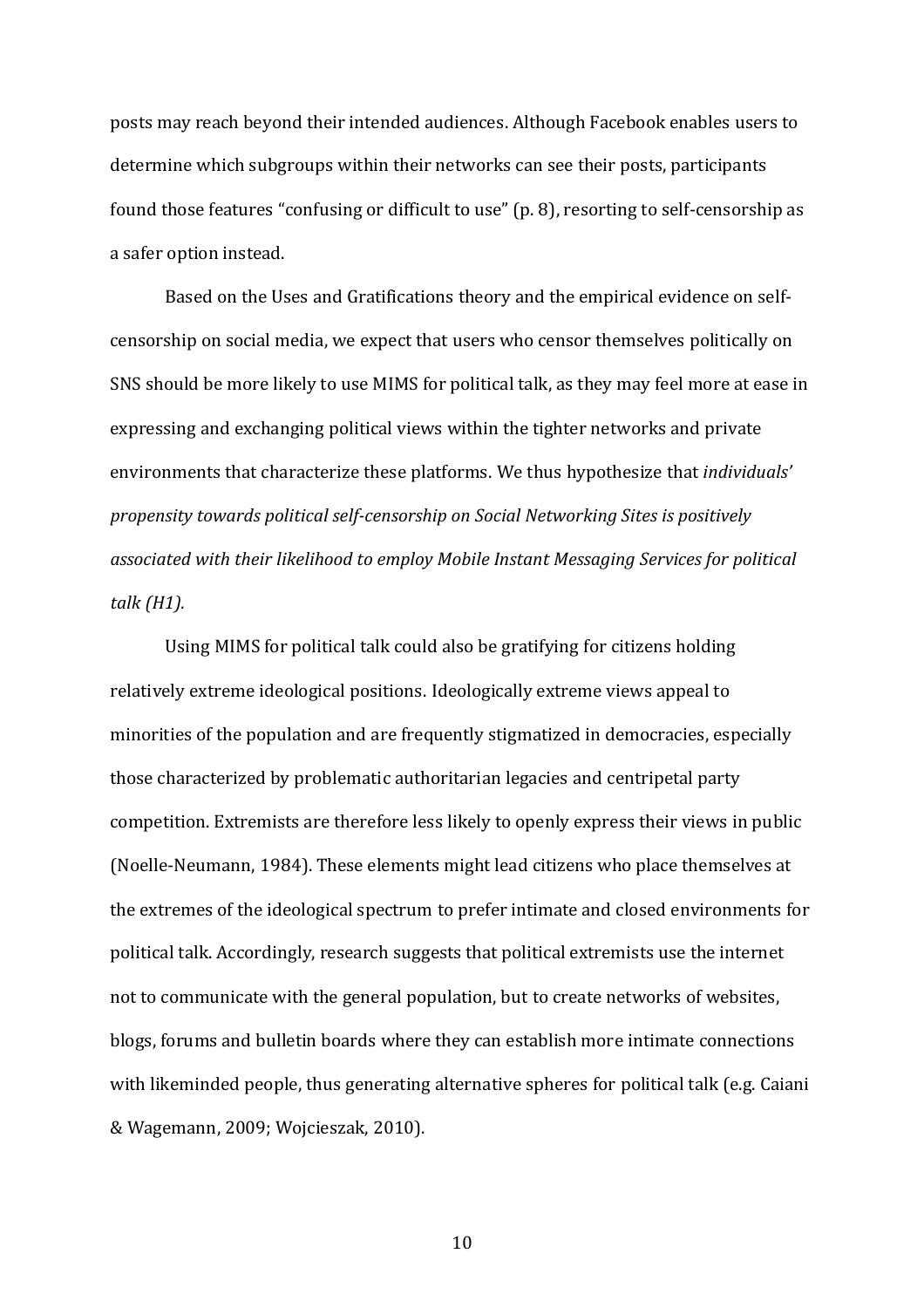posts may reach beyond their intended audiences. Although Facebook enables users to determine which subgroups within their networks can see their posts, participants found those features "confusing or difficult to use" (p. 8), resorting to self-censorship as a safer option instead.

Based on the Uses and Gratifications theory and the empirical evidence on self-censorship on social media, we expect that users who censor themselves politically on SNS should be more likely to use MIMS for political talk, as they may feel more at ease in expressing and exchanging political views within the tighter networks and private environments that characterize these platforms. We thus hypothesize that *individuals' propensity towards political self-censorship on Social Networking Sites is positively associated with their likelihood to employ Mobile Instant Messaging Services for political talk (H1).*

Using MIMS for political talk could also be gratifying for citizens holding relatively extreme ideological positions. Ideologically extreme views appeal to minorities of the population and are frequently stigmatized in democracies, especially those characterized by problematic authoritarian legacies and centripetal party competition. Extremists are therefore less likely to openly express their views in public (Noelle-Neumann, 1984). These elements might lead citizens who place themselves at the extremes of the ideological spectrum to prefer intimate and closed environments for political talk. Accordingly, research suggests that political extremists use the internet not to communicate with the general population, but to create networks of websites, blogs, forums and bulletin boards where they can establish more intimate connections with likeminded people, thus generating alternative spheres for political talk (e.g. Caiani & Wagemann, 2009; Wojcieszak, 2010).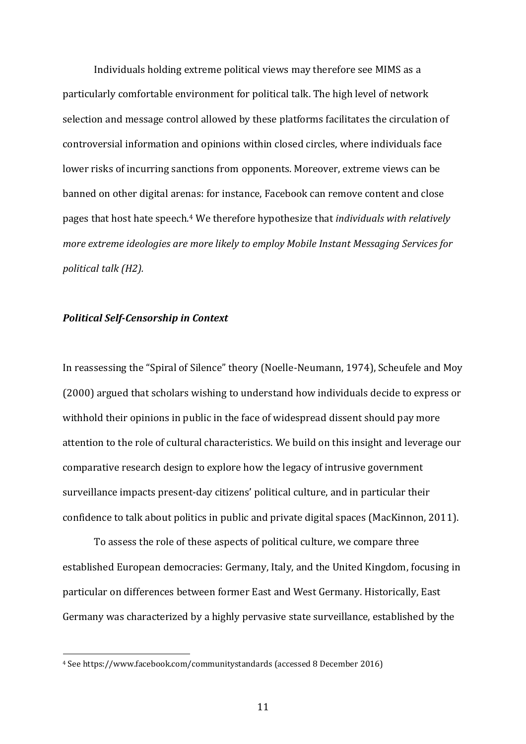Individuals holding extreme political views may therefore see MIMS as a particularly comfortable environment for political talk. The high level of network selection and message control allowed by these platforms facilitates the circulation of controversial information and opinions within closed circles, where individuals face lower risks of incurring sanctions from opponents. Moreover, extreme views can be banned on other digital arenas: for instance, Facebook can remove content and close pages that host hate speech.[4] We therefore hypothesize that *individuals with relatively more extreme ideologies are more likely to employ Mobile Instant Messaging Services for political talk (H2).*

### *Political Self-Censorship in Context*

In reassessing the "Spiral of Silence" theory (Noelle-Neumann, 1974), Scheufele and Moy (2000) argued that scholars wishing to understand how individuals decide to express or withhold their opinions in public in the face of widespread dissent should pay more attention to the role of cultural characteristics. We build on this insight and leverage our comparative research design to explore how the legacy of intrusive government surveillance impacts present-day citizens' political culture, and in particular their confidence to talk about politics in public and private digital spaces (MacKinnon, 2011).

To assess the role of these aspects of political culture, we compare three established European democracies: Germany, Italy, and the United Kingdom, focusing in particular on differences between former East and West Germany. Historically, East Germany was characterized by a highly pervasive state surveillance, established by the

[4] See https://www.facebook.com/communitystandards (accessed 8 December 2016)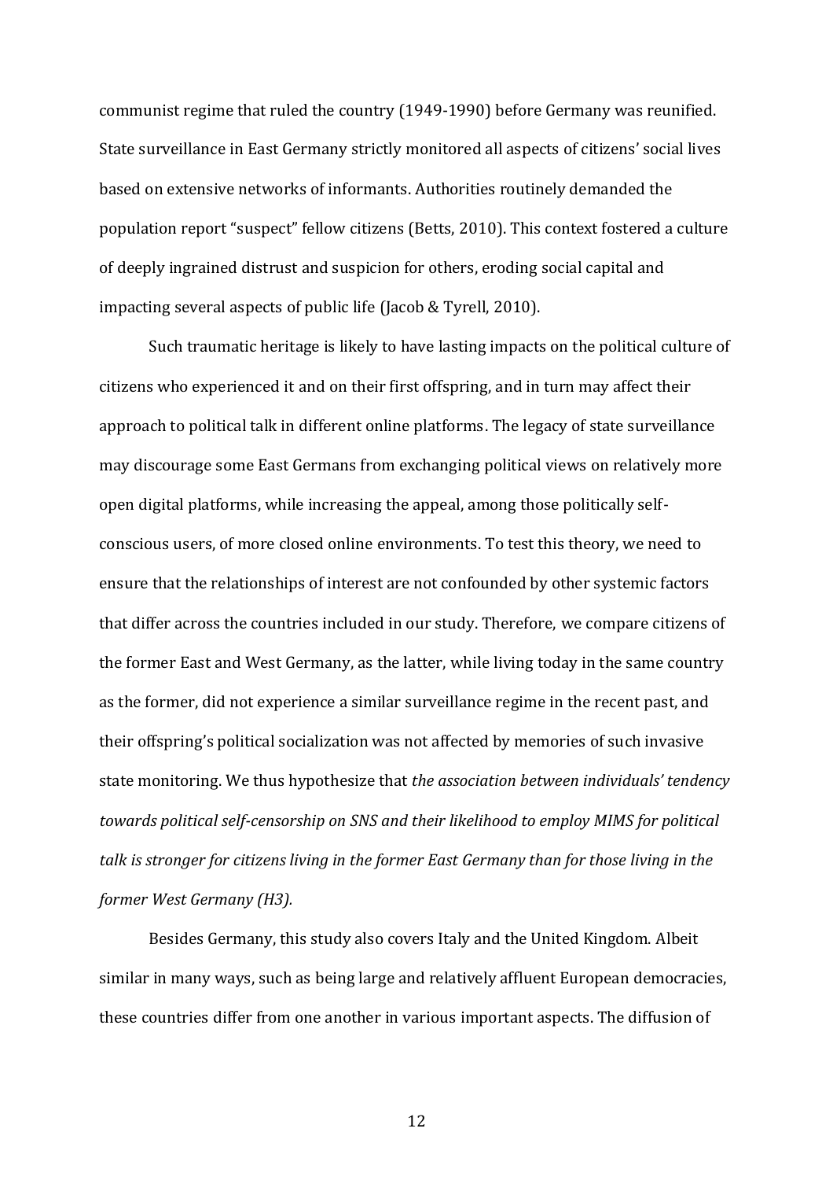communist regime that ruled the country (1949-1990) before Germany was reunified. State surveillance in East Germany strictly monitored all aspects of citizens' social lives based on extensive networks of informants. Authorities routinely demanded the population report "suspect" fellow citizens (Betts, 2010). This context fostered a culture of deeply ingrained distrust and suspicion for others, eroding social capital and impacting several aspects of public life (Jacob & Tyrell, 2010).

Such traumatic heritage is likely to have lasting impacts on the political culture of citizens who experienced it and on their first offspring, and in turn may affect their approach to political talk in different online platforms. The legacy of state surveillance may discourage some East Germans from exchanging political views on relatively more open digital platforms, while increasing the appeal, among those politically self-conscious users, of more closed online environments. To test this theory, we need to ensure that the relationships of interest are not confounded by other systemic factors that differ across the countries included in our study. Therefore, we compare citizens of the former East and West Germany, as the latter, while living today in the same country as the former, did not experience a similar surveillance regime in the recent past, and their offspring's political socialization was not affected by memories of such invasive state monitoring. We thus hypothesize that *the association between individuals' tendency towards political self-censorship on SNS and their likelihood to employ MIMS for political talk is stronger for citizens living in the former East Germany than for those living in the former West Germany (H3).*

Besides Germany, this study also covers Italy and the United Kingdom. Albeit similar in many ways, such as being large and relatively affluent European democracies, these countries differ from one another in various important aspects. The diffusion of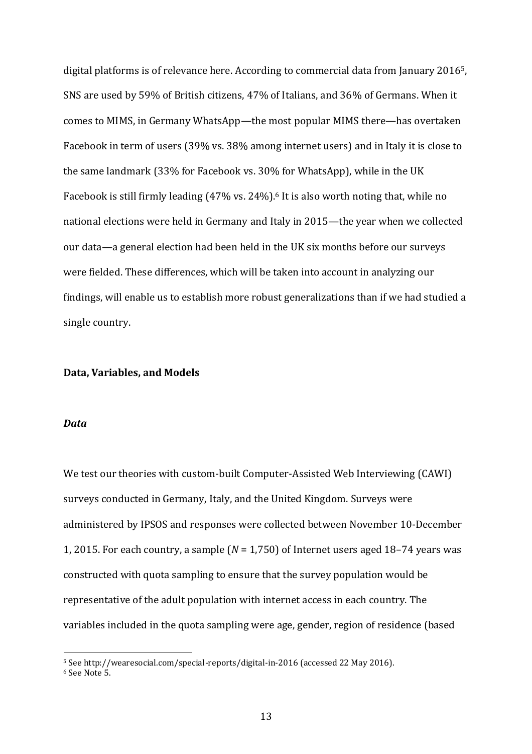digital platforms is of relevance here. According to commercial data from January 2016[5], SNS are used by 59% of British citizens, 47% of Italians, and 36% of Germans. When it comes to MIMS, in Germany WhatsApp—the most popular MIMS there—has overtaken Facebook in term of users (39% vs. 38% among internet users) and in Italy it is close to the same landmark (33% for Facebook vs. 30% for WhatsApp), while in the UK Facebook is still firmly leading (47% vs. 24%).[6] It is also worth noting that, while no national elections were held in Germany and Italy in 2015—the year when we collected our data—a general election had been held in the UK six months before our surveys were fielded. These differences, which will be taken into account in analyzing our findings, will enable us to establish more robust generalizations than if we had studied a single country.

## Data, Variables, and Models

### *Data*

We test our theories with custom-built Computer-Assisted Web Interviewing (CAWI) surveys conducted in Germany, Italy, and the United Kingdom. Surveys were administered by IPSOS and responses were collected between November 10-December 1, 2015. For each country, a sample ($N$ = 1,750) of Internet users aged 18–74 years was constructed with quota sampling to ensure that the survey population would be representative of the adult population with internet access in each country. The variables included in the quota sampling were age, gender, region of residence (based

---

[5] See http://wearesocial.com/special-reports/digital-in-2016 (accessed 22 May 2016).

[6] See Note 5.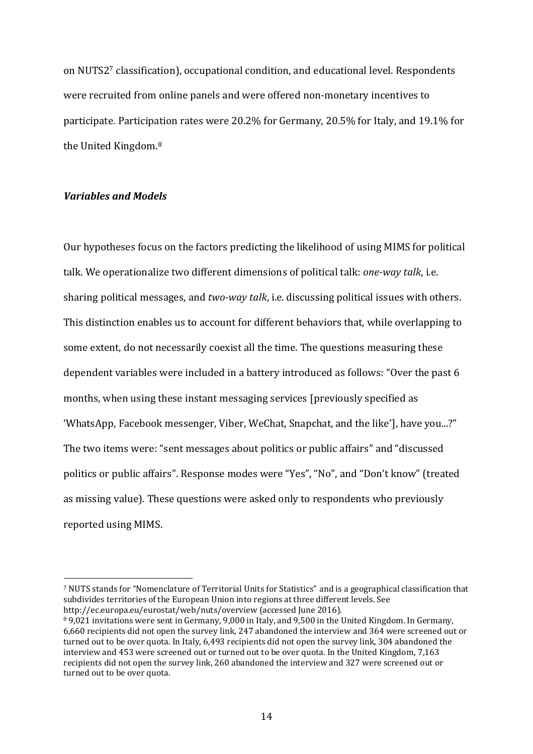on NUTS2[7] classification), occupational condition, and educational level. Respondents were recruited from online panels and were offered non-monetary incentives to participate. Participation rates were 20.2% for Germany, 20.5% for Italy, and 19.1% for the United Kingdom.[8]

### *Variables and Models*

Our hypotheses focus on the factors predicting the likelihood of using MIMS for political talk. We operationalize two different dimensions of political talk: *one-way talk*, i.e. sharing political messages, and *two-way talk*, i.e. discussing political issues with others. This distinction enables us to account for different behaviors that, while overlapping to some extent, do not necessarily coexist all the time. The questions measuring these dependent variables were included in a battery introduced as follows: "Over the past 6 months, when using these instant messaging services [previously specified as 'WhatsApp, Facebook messenger, Viber, WeChat, Snapchat, and the like'], have you...?" The two items were: "sent messages about politics or public affairs" and "discussed politics or public affairs". Response modes were "Yes", "No", and "Don't know" (treated as missing value). These questions were asked only to respondents who previously reported using MIMS.

---

[7] NUTS stands for "Nomenclature of Territorial Units for Statistics" and is a geographical classification that subdivides territories of the European Union into regions at three different levels. See http://ec.europa.eu/eurostat/web/nuts/overview (accessed June 2016).

[8] 9,021 invitations were sent in Germany, 9,000 in Italy, and 9,500 in the United Kingdom. In Germany, 6,660 recipients did not open the survey link, 247 abandoned the interview and 364 were screened out or turned out to be over quota. In Italy, 6,493 recipients did not open the survey link, 304 abandoned the interview and 453 were screened out or turned out to be over quota. In the United Kingdom, 7,163 recipients did not open the survey link, 260 abandoned the interview and 327 were screened out or turned out to be over quota.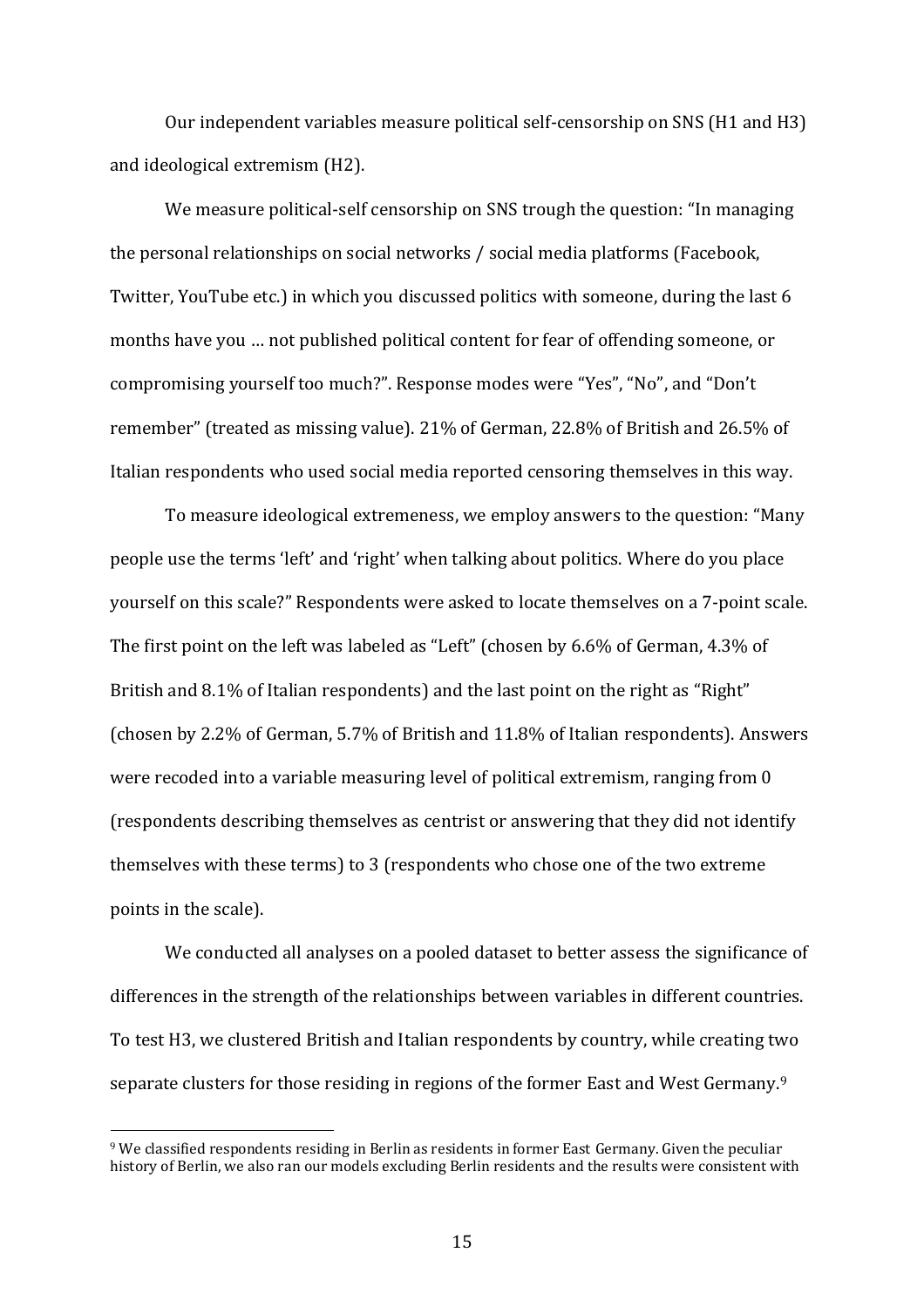Our independent variables measure political self-censorship on SNS (H1 and H3) and ideological extremism (H2).

We measure political-self censorship on SNS trough the question: "In managing the personal relationships on social networks / social media platforms (Facebook, Twitter, YouTube etc.) in which you discussed politics with someone, during the last 6 months have you … not published political content for fear of offending someone, or compromising yourself too much?". Response modes were "Yes", "No", and "Don't remember" (treated as missing value). 21% of German, 22.8% of British and 26.5% of Italian respondents who used social media reported censoring themselves in this way.

To measure ideological extremeness, we employ answers to the question: "Many people use the terms 'left' and 'right' when talking about politics. Where do you place yourself on this scale?" Respondents were asked to locate themselves on a 7-point scale. The first point on the left was labeled as "Left" (chosen by 6.6% of German, 4.3% of British and 8.1% of Italian respondents) and the last point on the right as "Right" (chosen by 2.2% of German, 5.7% of British and 11.8% of Italian respondents). Answers were recoded into a variable measuring level of political extremism, ranging from 0 (respondents describing themselves as centrist or answering that they did not identify themselves with these terms) to 3 (respondents who chose one of the two extreme points in the scale).

We conducted all analyses on a pooled dataset to better assess the significance of differences in the strength of the relationships between variables in different countries. To test H3, we clustered British and Italian respondents by country, while creating two separate clusters for those residing in regions of the former East and West Germany.[9]

[9] We classified respondents residing in Berlin as residents in former East Germany. Given the peculiar history of Berlin, we also ran our models excluding Berlin residents and the results were consistent with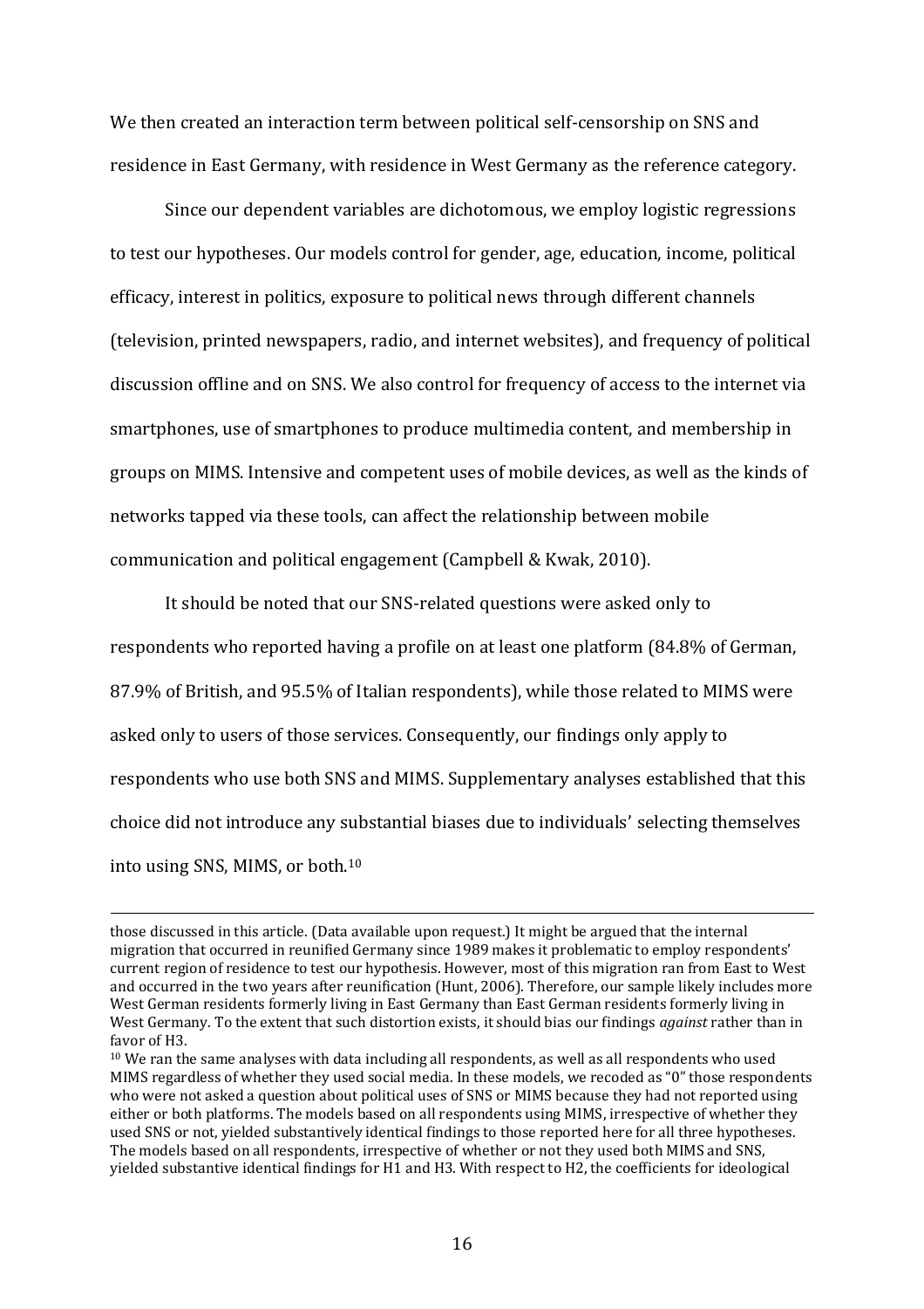We then created an interaction term between political self-censorship on SNS and residence in East Germany, with residence in West Germany as the reference category.

Since our dependent variables are dichotomous, we employ logistic regressions to test our hypotheses. Our models control for gender, age, education, income, political efficacy, interest in politics, exposure to political news through different channels (television, printed newspapers, radio, and internet websites), and frequency of political discussion offline and on SNS. We also control for frequency of access to the internet via smartphones, use of smartphones to produce multimedia content, and membership in groups on MIMS. Intensive and competent uses of mobile devices, as well as the kinds of networks tapped via these tools, can affect the relationship between mobile communication and political engagement (Campbell & Kwak, 2010).

It should be noted that our SNS-related questions were asked only to respondents who reported having a profile on at least one platform (84.8% of German, 87.9% of British, and 95.5% of Italian respondents), while those related to MIMS were asked only to users of those services. Consequently, our findings only apply to respondents who use both SNS and MIMS. Supplementary analyses established that this choice did not introduce any substantial biases due to individuals' selecting themselves into using SNS, MIMS, or both.[10]

---

those discussed in this article. (Data available upon request.) It might be argued that the internal migration that occurred in reunified Germany since 1989 makes it problematic to employ respondents' current region of residence to test our hypothesis. However, most of this migration ran from East to West and occurred in the two years after reunification (Hunt, 2006). Therefore, our sample likely includes more West German residents formerly living in East Germany than East German residents formerly living in West Germany. To the extent that such distortion exists, it should bias our findings *against* rather than in favor of H3.

[10] We ran the same analyses with data including all respondents, as well as all respondents who used MIMS regardless of whether they used social media. In these models, we recoded as "0" those respondents who were not asked a question about political uses of SNS or MIMS because they had not reported using either or both platforms. The models based on all respondents using MIMS, irrespective of whether they used SNS or not, yielded substantively identical findings to those reported here for all three hypotheses. The models based on all respondents, irrespective of whether or not they used both MIMS and SNS, yielded substantive identical findings for H1 and H3. With respect to H2, the coefficients for ideological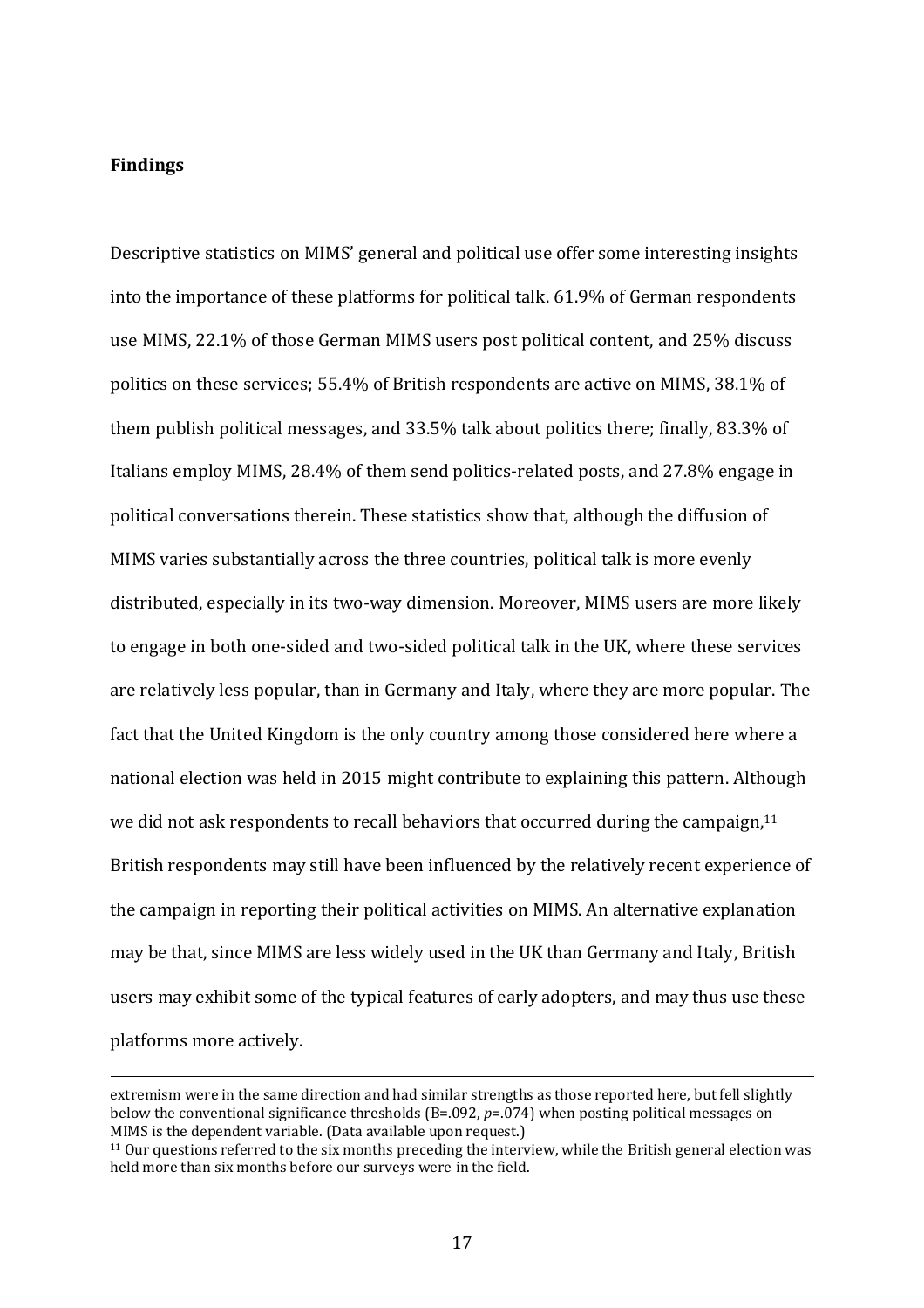**Findings**

Descriptive statistics on MIMS' general and political use offer some interesting insights into the importance of these platforms for political talk. 61.9% of German respondents use MIMS, 22.1% of those German MIMS users post political content, and 25% discuss politics on these services; 55.4% of British respondents are active on MIMS, 38.1% of them publish political messages, and 33.5% talk about politics there; finally, 83.3% of Italians employ MIMS, 28.4% of them send politics-related posts, and 27.8% engage in political conversations therein. These statistics show that, although the diffusion of MIMS varies substantially across the three countries, political talk is more evenly distributed, especially in its two-way dimension. Moreover, MIMS users are more likely to engage in both one-sided and two-sided political talk in the UK, where these services are relatively less popular, than in Germany and Italy, where they are more popular. The fact that the United Kingdom is the only country among those considered here where a national election was held in 2015 might contribute to explaining this pattern. Although we did not ask respondents to recall behaviors that occurred during the campaign,[11] British respondents may still have been influenced by the relatively recent experience of the campaign in reporting their political activities on MIMS. An alternative explanation may be that, since MIMS are less widely used in the UK than Germany and Italy, British users may exhibit some of the typical features of early adopters, and may thus use these platforms more actively.

---

extremism were in the same direction and had similar strengths as those reported here, but fell slightly below the conventional significance thresholds (B=.092, *p*=.074) when posting political messages on MIMS is the dependent variable. (Data available upon request.)

[11] Our questions referred to the six months preceding the interview, while the British general election was held more than six months before our surveys were in the field.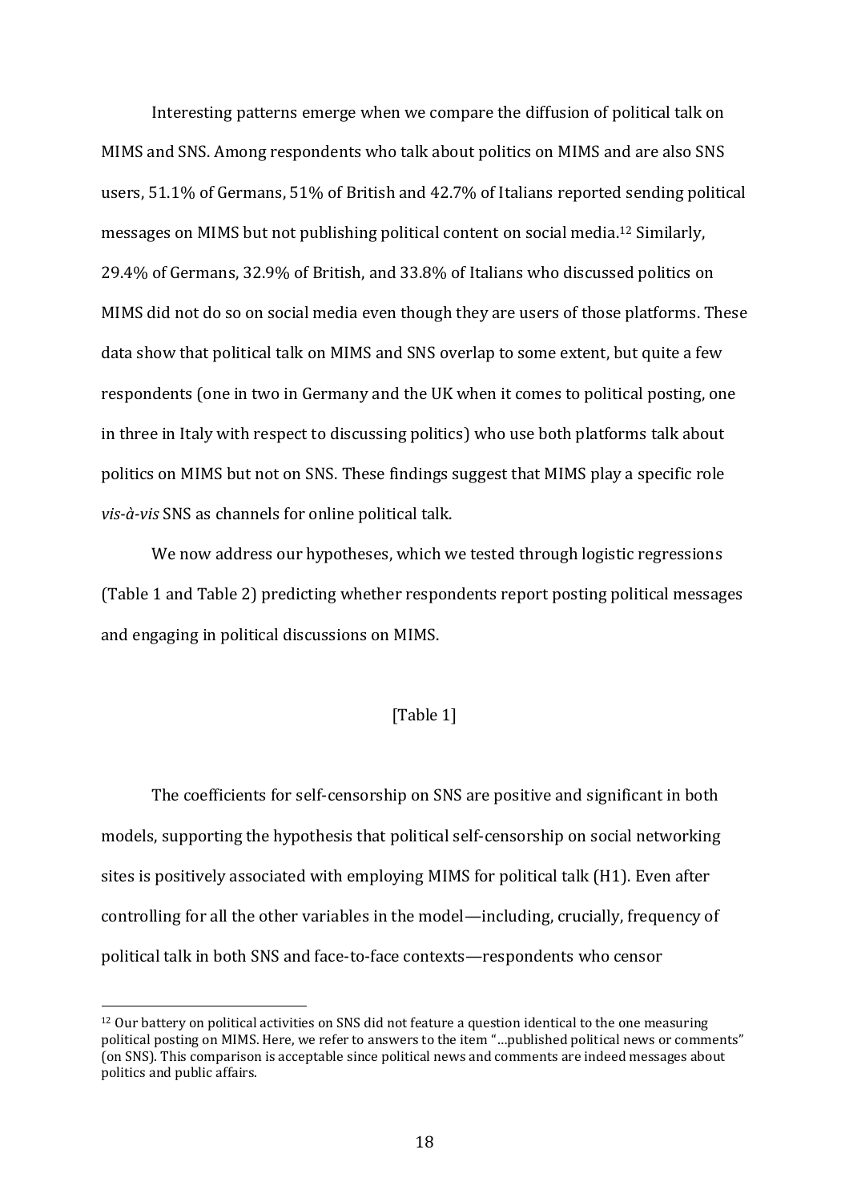Interesting patterns emerge when we compare the diffusion of political talk on MIMS and SNS. Among respondents who talk about politics on MIMS and are also SNS users, 51.1% of Germans, 51% of British and 42.7% of Italians reported sending political messages on MIMS but not publishing political content on social media.[12] Similarly, 29.4% of Germans, 32.9% of British, and 33.8% of Italians who discussed politics on MIMS did not do so on social media even though they are users of those platforms. These data show that political talk on MIMS and SNS overlap to some extent, but quite a few respondents (one in two in Germany and the UK when it comes to political posting, one in three in Italy with respect to discussing politics) who use both platforms talk about politics on MIMS but not on SNS. These findings suggest that MIMS play a specific role *vis-à-vis* SNS as channels for online political talk.

We now address our hypotheses, which we tested through logistic regressions (Table 1 and Table 2) predicting whether respondents report posting political messages and engaging in political discussions on MIMS.

[Table 1]

The coefficients for self-censorship on SNS are positive and significant in both models, supporting the hypothesis that political self-censorship on social networking sites is positively associated with employing MIMS for political talk (H1). Even after controlling for all the other variables in the model—including, crucially, frequency of political talk in both SNS and face-to-face contexts—respondents who censor

[12] Our battery on political activities on SNS did not feature a question identical to the one measuring political posting on MIMS. Here, we refer to answers to the item "…published political news or comments" (on SNS). This comparison is acceptable since political news and comments are indeed messages about politics and public affairs.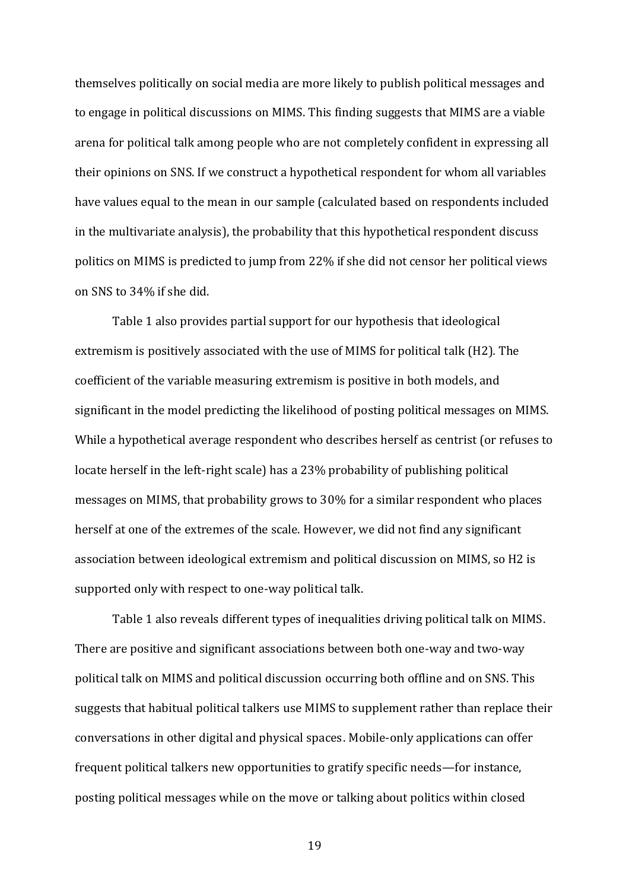themselves politically on social media are more likely to publish political messages and to engage in political discussions on MIMS. This finding suggests that MIMS are a viable arena for political talk among people who are not completely confident in expressing all their opinions on SNS. If we construct a hypothetical respondent for whom all variables have values equal to the mean in our sample (calculated based on respondents included in the multivariate analysis), the probability that this hypothetical respondent discuss politics on MIMS is predicted to jump from 22% if she did not censor her political views on SNS to 34% if she did.

Table 1 also provides partial support for our hypothesis that ideological extremism is positively associated with the use of MIMS for political talk (H2). The coefficient of the variable measuring extremism is positive in both models, and significant in the model predicting the likelihood of posting political messages on MIMS. While a hypothetical average respondent who describes herself as centrist (or refuses to locate herself in the left-right scale) has a 23% probability of publishing political messages on MIMS, that probability grows to 30% for a similar respondent who places herself at one of the extremes of the scale. However, we did not find any significant association between ideological extremism and political discussion on MIMS, so H2 is supported only with respect to one-way political talk.

Table 1 also reveals different types of inequalities driving political talk on MIMS. There are positive and significant associations between both one-way and two-way political talk on MIMS and political discussion occurring both offline and on SNS. This suggests that habitual political talkers use MIMS to supplement rather than replace their conversations in other digital and physical spaces. Mobile-only applications can offer frequent political talkers new opportunities to gratify specific needs—for instance, posting political messages while on the move or talking about politics within closed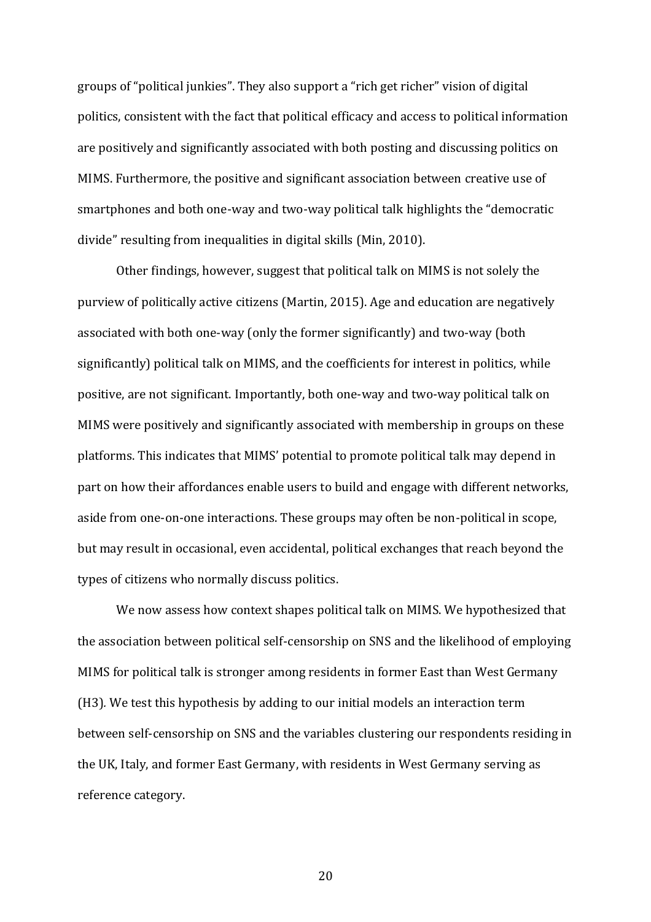groups of “political junkies”. They also support a “rich get richer” vision of digital politics, consistent with the fact that political efficacy and access to political information are positively and significantly associated with both posting and discussing politics on MIMS. Furthermore, the positive and significant association between creative use of smartphones and both one-way and two-way political talk highlights the “democratic divide” resulting from inequalities in digital skills (Min, 2010).

Other findings, however, suggest that political talk on MIMS is not solely the purview of politically active citizens (Martin, 2015). Age and education are negatively associated with both one-way (only the former significantly) and two-way (both significantly) political talk on MIMS, and the coefficients for interest in politics, while positive, are not significant. Importantly, both one-way and two-way political talk on MIMS were positively and significantly associated with membership in groups on these platforms. This indicates that MIMS’ potential to promote political talk may depend in part on how their affordances enable users to build and engage with different networks, aside from one-on-one interactions. These groups may often be non-political in scope, but may result in occasional, even accidental, political exchanges that reach beyond the types of citizens who normally discuss politics.

We now assess how context shapes political talk on MIMS. We hypothesized that the association between political self-censorship on SNS and the likelihood of employing MIMS for political talk is stronger among residents in former East than West Germany (H3). We test this hypothesis by adding to our initial models an interaction term between self-censorship on SNS and the variables clustering our respondents residing in the UK, Italy, and former East Germany, with residents in West Germany serving as reference category.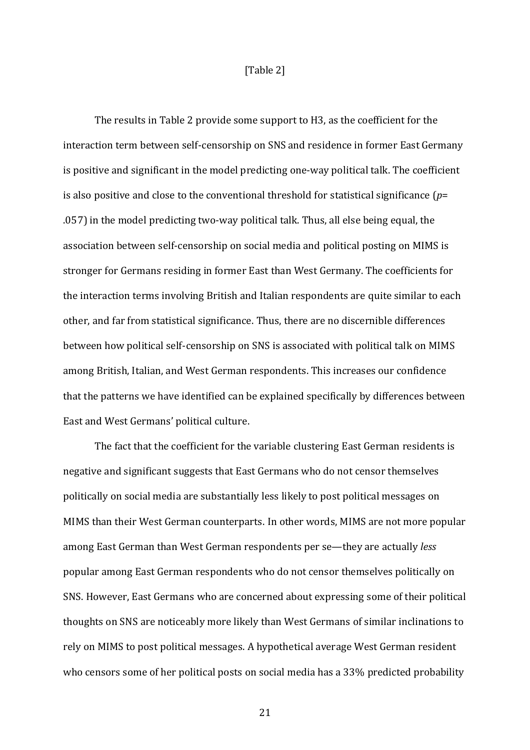[Table 2]

The results in Table 2 provide some support to H3, as the coefficient for the interaction term between self-censorship on SNS and residence in former East Germany is positive and significant in the model predicting one-way political talk. The coefficient is also positive and close to the conventional threshold for statistical significance ($p$= .057) in the model predicting two-way political talk. Thus, all else being equal, the association between self-censorship on social media and political posting on MIMS is stronger for Germans residing in former East than West Germany. The coefficients for the interaction terms involving British and Italian respondents are quite similar to each other, and far from statistical significance. Thus, there are no discernible differences between how political self-censorship on SNS is associated with political talk on MIMS among British, Italian, and West German respondents. This increases our confidence that the patterns we have identified can be explained specifically by differences between East and West Germans' political culture.

The fact that the coefficient for the variable clustering East German residents is negative and significant suggests that East Germans who do not censor themselves politically on social media are substantially less likely to post political messages on MIMS than their West German counterparts. In other words, MIMS are not more popular among East German than West German respondents per se—they are actually *less* popular among East German respondents who do not censor themselves politically on SNS. However, East Germans who are concerned about expressing some of their political thoughts on SNS are noticeably more likely than West Germans of similar inclinations to rely on MIMS to post political messages. A hypothetical average West German resident who censors some of her political posts on social media has a 33% predicted probability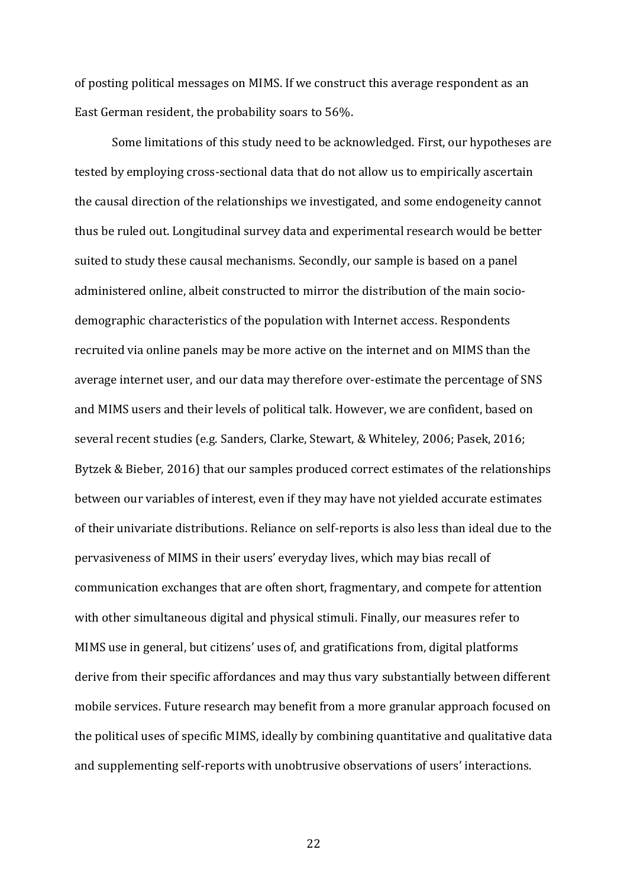of posting political messages on MIMS. If we construct this average respondent as an East German resident, the probability soars to 56%.

Some limitations of this study need to be acknowledged. First, our hypotheses are tested by employing cross-sectional data that do not allow us to empirically ascertain the causal direction of the relationships we investigated, and some endogeneity cannot thus be ruled out. Longitudinal survey data and experimental research would be better suited to study these causal mechanisms. Secondly, our sample is based on a panel administered online, albeit constructed to mirror the distribution of the main socio-demographic characteristics of the population with Internet access. Respondents recruited via online panels may be more active on the internet and on MIMS than the average internet user, and our data may therefore over-estimate the percentage of SNS and MIMS users and their levels of political talk. However, we are confident, based on several recent studies (e.g. Sanders, Clarke, Stewart, & Whiteley, 2006; Pasek, 2016; Bytzek & Bieber, 2016) that our samples produced correct estimates of the relationships between our variables of interest, even if they may have not yielded accurate estimates of their univariate distributions. Reliance on self-reports is also less than ideal due to the pervasiveness of MIMS in their users' everyday lives, which may bias recall of communication exchanges that are often short, fragmentary, and compete for attention with other simultaneous digital and physical stimuli. Finally, our measures refer to MIMS use in general, but citizens' uses of, and gratifications from, digital platforms derive from their specific affordances and may thus vary substantially between different mobile services. Future research may benefit from a more granular approach focused on the political uses of specific MIMS, ideally by combining quantitative and qualitative data and supplementing self-reports with unobtrusive observations of users' interactions.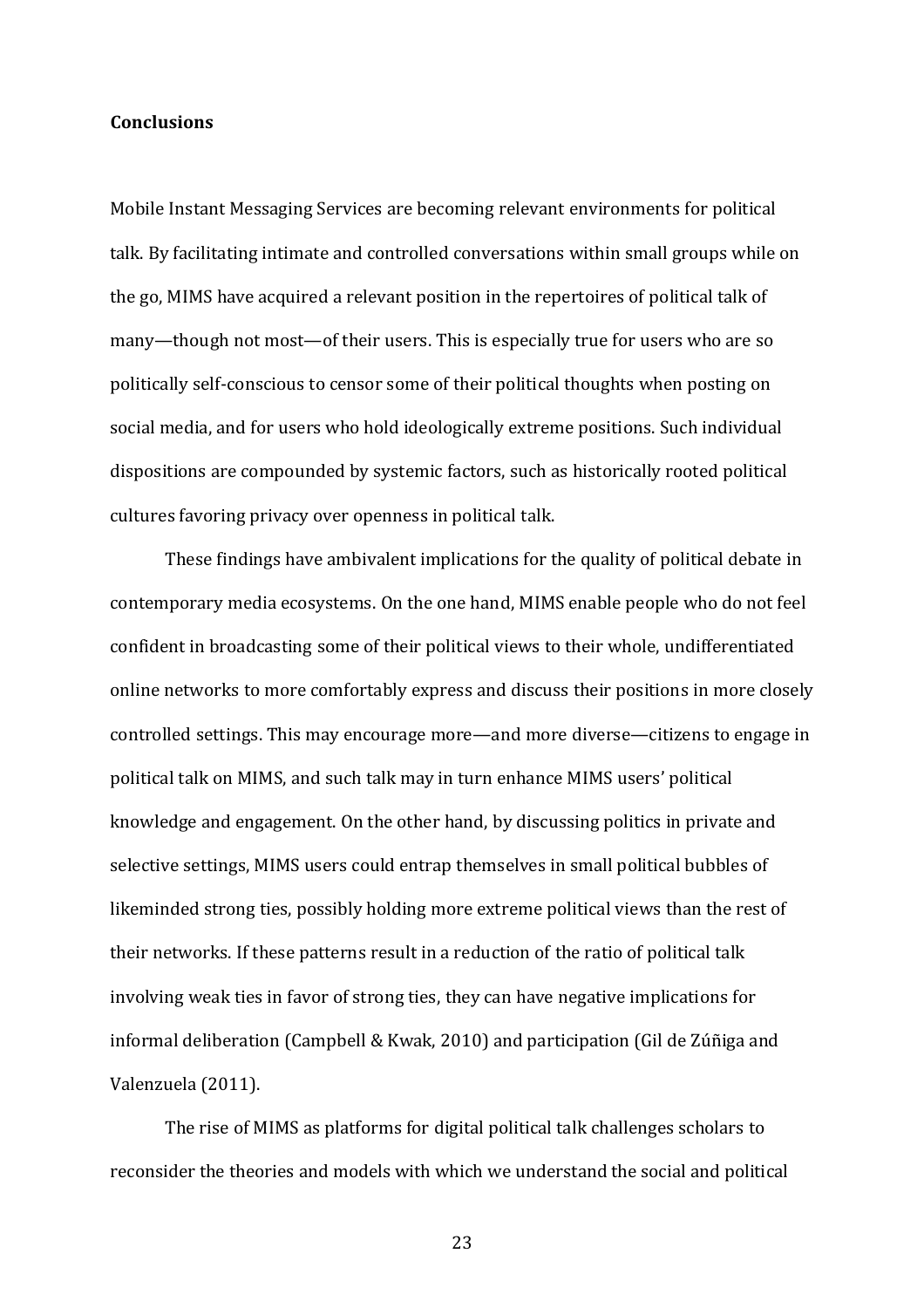## Conclusions

Mobile Instant Messaging Services are becoming relevant environments for political talk. By facilitating intimate and controlled conversations within small groups while on the go, MIMS have acquired a relevant position in the repertoires of political talk of many—though not most—of their users. This is especially true for users who are so politically self-conscious to censor some of their political thoughts when posting on social media, and for users who hold ideologically extreme positions. Such individual dispositions are compounded by systemic factors, such as historically rooted political cultures favoring privacy over openness in political talk.

These findings have ambivalent implications for the quality of political debate in contemporary media ecosystems. On the one hand, MIMS enable people who do not feel confident in broadcasting some of their political views to their whole, undifferentiated online networks to more comfortably express and discuss their positions in more closely controlled settings. This may encourage more—and more diverse—citizens to engage in political talk on MIMS, and such talk may in turn enhance MIMS users' political knowledge and engagement. On the other hand, by discussing politics in private and selective settings, MIMS users could entrap themselves in small political bubbles of likeminded strong ties, possibly holding more extreme political views than the rest of their networks. If these patterns result in a reduction of the ratio of political talk involving weak ties in favor of strong ties, they can have negative implications for informal deliberation (Campbell & Kwak, 2010) and participation (Gil de Zúñiga and Valenzuela (2011).

The rise of MIMS as platforms for digital political talk challenges scholars to reconsider the theories and models with which we understand the social and political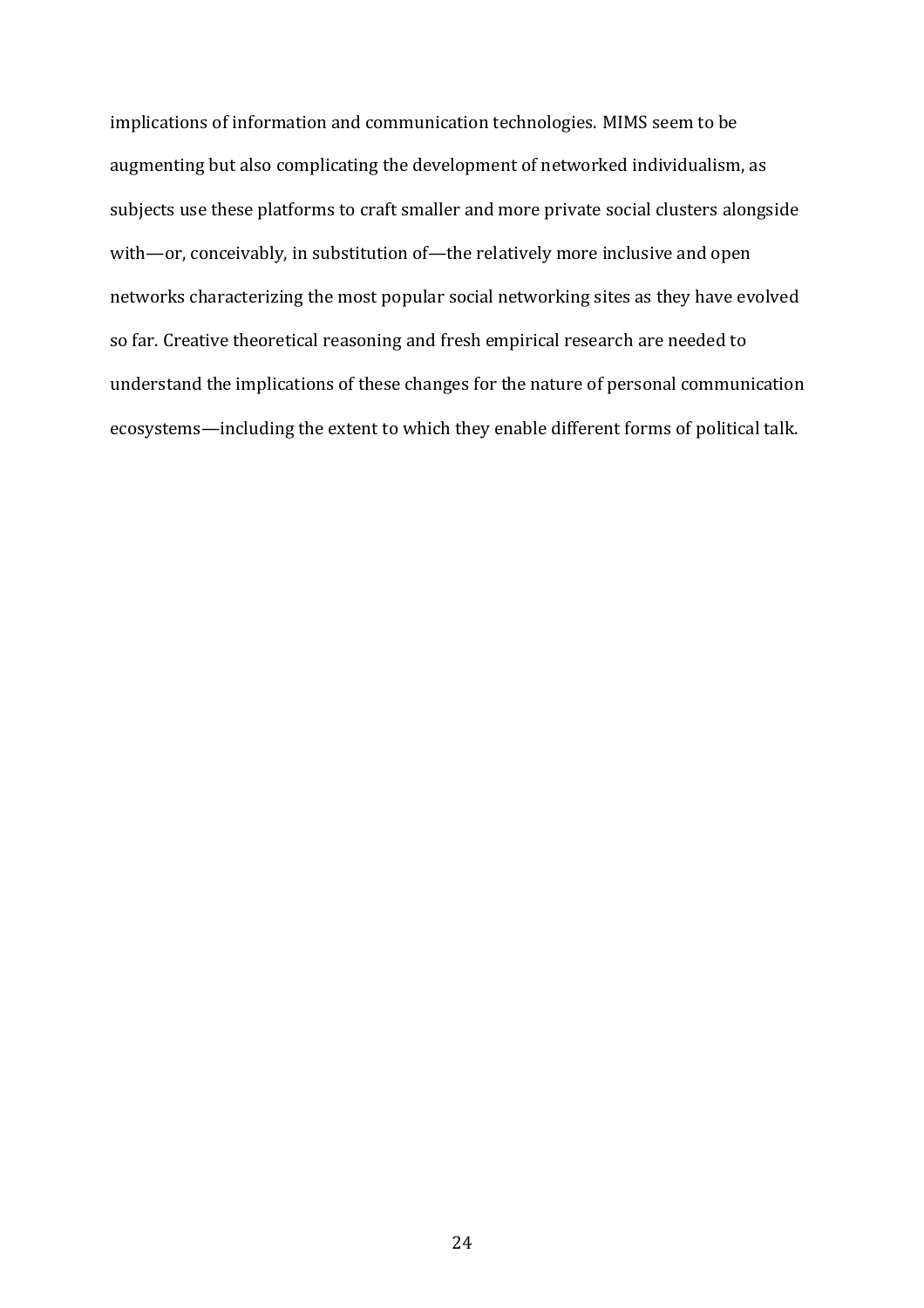implications of information and communication technologies. MIMS seem to be augmenting but also complicating the development of networked individualism, as subjects use these platforms to craft smaller and more private social clusters alongside with—or, conceivably, in substitution of—the relatively more inclusive and open networks characterizing the most popular social networking sites as they have evolved so far. Creative theoretical reasoning and fresh empirical research are needed to understand the implications of these changes for the nature of personal communication ecosystems—including the extent to which they enable different forms of political talk.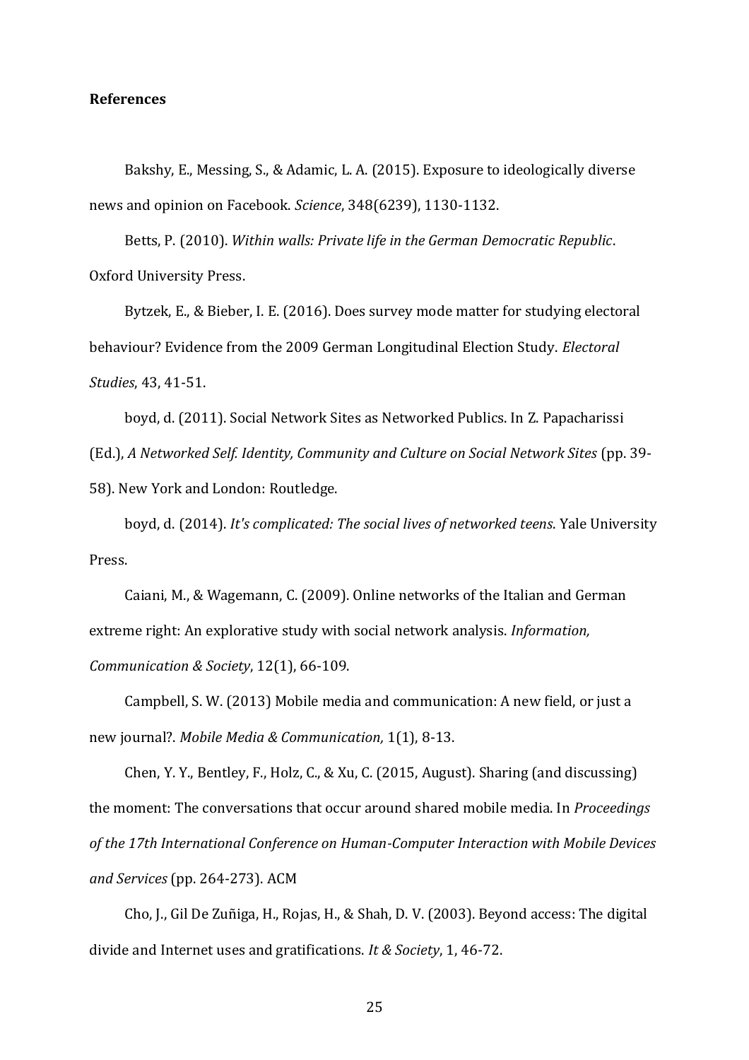**References**

Bakshy, E., Messing, S., & Adamic, L. A. (2015). Exposure to ideologically diverse news and opinion on Facebook. *Science*, 348(6239), 1130-1132.

Betts, P. (2010). *Within walls: Private life in the German Democratic Republic*. Oxford University Press.

Bytzek, E., & Bieber, I. E. (2016). Does survey mode matter for studying electoral behaviour? Evidence from the 2009 German Longitudinal Election Study. *Electoral Studies*, 43, 41-51.

boyd, d. (2011). Social Network Sites as Networked Publics. In Z. Papacharissi (Ed.), *A Networked Self. Identity, Community and Culture on Social Network Sites* (pp. 39-58). New York and London: Routledge.

boyd, d. (2014). *It's complicated: The social lives of networked teens*. Yale University Press.

Caiani, M., & Wagemann, C. (2009). Online networks of the Italian and German extreme right: An explorative study with social network analysis. *Information, Communication & Society*, 12(1), 66-109.

Campbell, S. W. (2013) Mobile media and communication: A new field, or just a new journal?. *Mobile Media & Communication,* 1(1), 8-13.

Chen, Y. Y., Bentley, F., Holz, C., & Xu, C. (2015, August). Sharing (and discussing) the moment: The conversations that occur around shared mobile media. In *Proceedings of the 17th International Conference on Human-Computer Interaction with Mobile Devices and Services* (pp. 264-273). ACM

Cho, J., Gil De Zuñiga, H., Rojas, H., & Shah, D. V. (2003). Beyond access: The digital divide and Internet uses and gratifications. *It & Society*, 1, 46-72.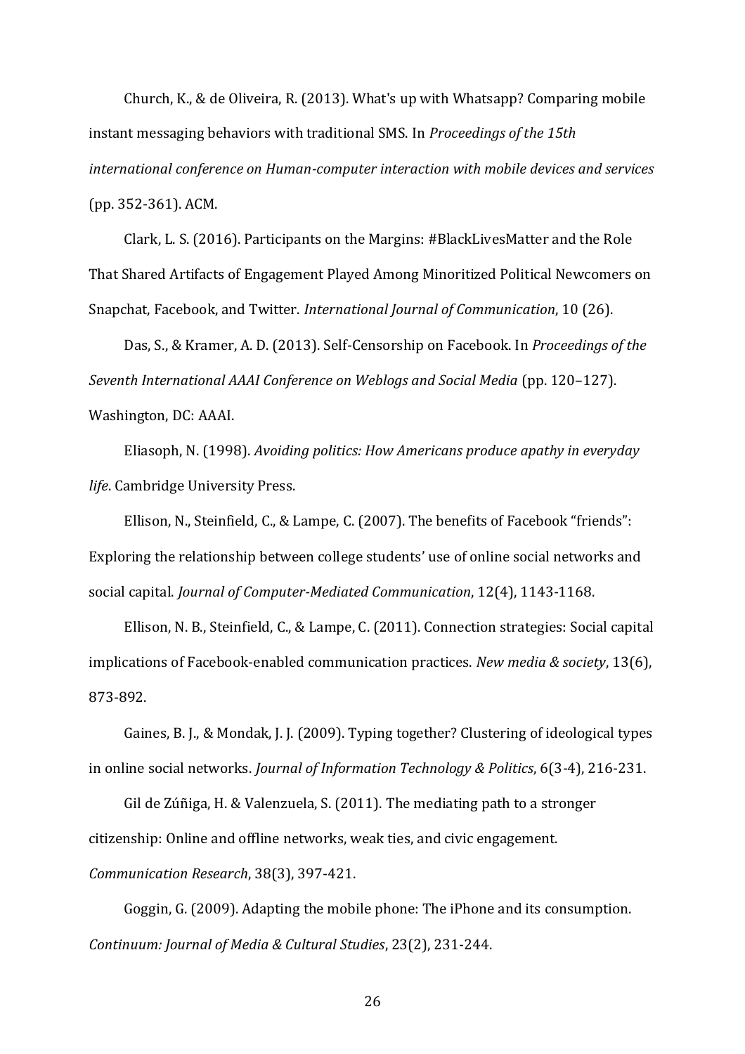Church, K., & de Oliveira, R. (2013). What's up with Whatsapp? Comparing mobile instant messaging behaviors with traditional SMS. In *Proceedings of the 15th international conference on Human-computer interaction with mobile devices and services* (pp. 352-361). ACM.

Clark, L. S. (2016). Participants on the Margins: #BlackLivesMatter and the Role That Shared Artifacts of Engagement Played Among Minoritized Political Newcomers on Snapchat, Facebook, and Twitter. *International Journal of Communication*, 10 (26).

Das, S., & Kramer, A. D. (2013). Self-Censorship on Facebook. In *Proceedings of the Seventh International AAAI Conference on Weblogs and Social Media* (pp. 120–127). Washington, DC: AAAI.

Eliasoph, N. (1998). *Avoiding politics: How Americans produce apathy in everyday life*. Cambridge University Press.

Ellison, N., Steinfield, C., & Lampe, C. (2007). The benefits of Facebook "friends": Exploring the relationship between college students' use of online social networks and social capital. *Journal of Computer-Mediated Communication*, 12(4), 1143-1168.

Ellison, N. B., Steinfield, C., & Lampe, C. (2011). Connection strategies: Social capital implications of Facebook-enabled communication practices. *New media & society*, 13(6), 873-892.

Gaines, B. J., & Mondak, J. J. (2009). Typing together? Clustering of ideological types in online social networks. *Journal of Information Technology & Politics*, 6(3-4), 216-231.

Gil de Zúñiga, H. & Valenzuela, S. (2011). The mediating path to a stronger citizenship: Online and offline networks, weak ties, and civic engagement. *Communication Research*, 38(3), 397-421.

Goggin, G. (2009). Adapting the mobile phone: The iPhone and its consumption. *Continuum: Journal of Media & Cultural Studies*, 23(2), 231-244.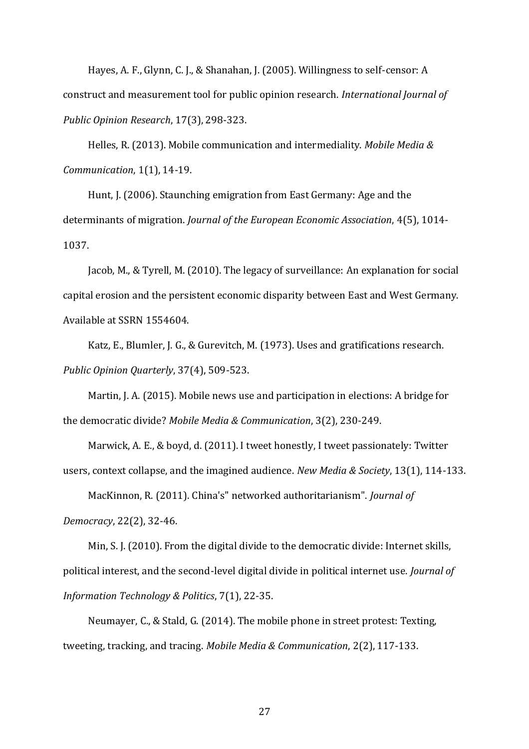Hayes, A. F., Glynn, C. J., & Shanahan, J. (2005). Willingness to self-censor: A construct and measurement tool for public opinion research. *International Journal of Public Opinion Research*, 17(3), 298-323.

Helles, R. (2013). Mobile communication and intermediality. *Mobile Media & Communication*, 1(1), 14-19.

Hunt, J. (2006). Staunching emigration from East Germany: Age and the determinants of migration. *Journal of the European Economic Association*, 4(5), 1014-1037.

Jacob, M., & Tyrell, M. (2010). The legacy of surveillance: An explanation for social capital erosion and the persistent economic disparity between East and West Germany. Available at SSRN 1554604.

Katz, E., Blumler, J. G., & Gurevitch, M. (1973). Uses and gratifications research. *Public Opinion Quarterly*, 37(4), 509-523.

Martin, J. A. (2015). Mobile news use and participation in elections: A bridge for the democratic divide? *Mobile Media & Communication*, 3(2), 230-249.

Marwick, A. E., & boyd, d. (2011). I tweet honestly, I tweet passionately: Twitter users, context collapse, and the imagined audience. *New Media & Society*, 13(1), 114-133.

MacKinnon, R. (2011). China's" networked authoritarianism". *Journal of Democracy*, 22(2), 32-46.

Min, S. J. (2010). From the digital divide to the democratic divide: Internet skills, political interest, and the second-level digital divide in political internet use. *Journal of Information Technology & Politics*, 7(1), 22-35.

Neumayer, C., & Stald, G. (2014). The mobile phone in street protest: Texting, tweeting, tracking, and tracing. *Mobile Media & Communication*, 2(2), 117-133.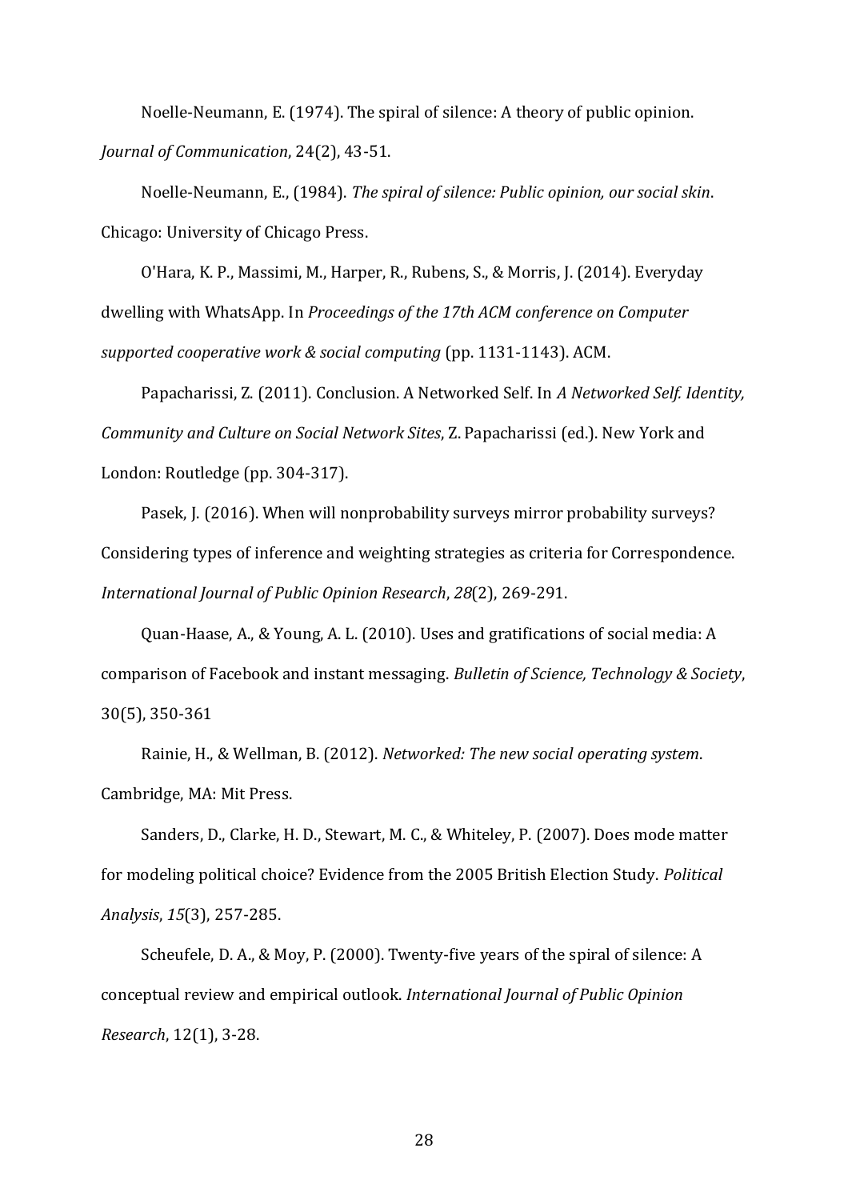Noelle-Neumann, E. (1974). The spiral of silence: A theory of public opinion. *Journal of Communication*, 24(2), 43-51.

Noelle-Neumann, E., (1984). *The spiral of silence: Public opinion, our social skin*. Chicago: University of Chicago Press.

O'Hara, K. P., Massimi, M., Harper, R., Rubens, S., & Morris, J. (2014). Everyday dwelling with WhatsApp. In *Proceedings of the 17th ACM conference on Computer supported cooperative work & social computing* (pp. 1131-1143). ACM.

Papacharissi, Z. (2011). Conclusion. A Networked Self. In *A Networked Self. Identity, Community and Culture on Social Network Sites*, Z. Papacharissi (ed.). New York and London: Routledge (pp. 304-317).

Pasek, J. (2016). When will nonprobability surveys mirror probability surveys? Considering types of inference and weighting strategies as criteria for Correspondence. *International Journal of Public Opinion Research*, *28*(2), 269-291.

Quan-Haase, A., & Young, A. L. (2010). Uses and gratifications of social media: A comparison of Facebook and instant messaging. *Bulletin of Science, Technology & Society*, 30(5), 350-361

Rainie, H., & Wellman, B. (2012). *Networked: The new social operating system*. Cambridge, MA: Mit Press.

Sanders, D., Clarke, H. D., Stewart, M. C., & Whiteley, P. (2007). Does mode matter for modeling political choice? Evidence from the 2005 British Election Study. *Political Analysis*, *15*(3), 257-285.

Scheufele, D. A., & Moy, P. (2000). Twenty-five years of the spiral of silence: A conceptual review and empirical outlook. *International Journal of Public Opinion Research*, 12(1), 3-28.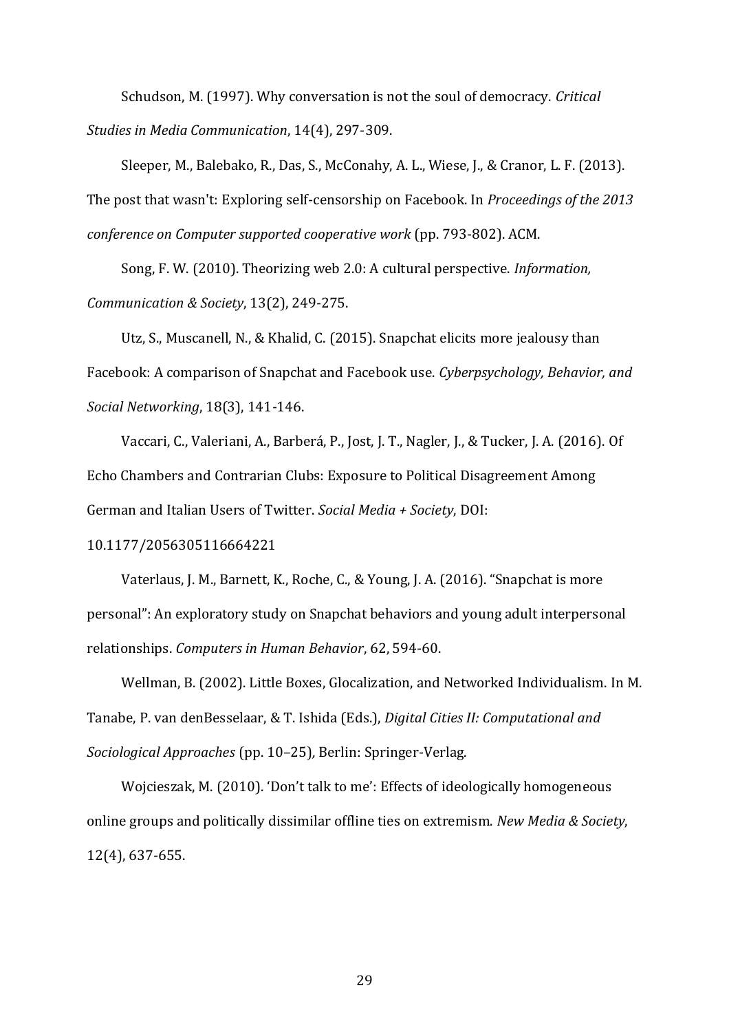Schudson, M. (1997). Why conversation is not the soul of democracy. *Critical Studies in Media Communication*, 14(4), 297-309.

Sleeper, M., Balebako, R., Das, S., McConahy, A. L., Wiese, J., & Cranor, L. F. (2013). The post that wasn't: Exploring self-censorship on Facebook. In *Proceedings of the 2013 conference on Computer supported cooperative work* (pp. 793-802). ACM.

Song, F. W. (2010). Theorizing web 2.0: A cultural perspective. *Information, Communication & Society*, 13(2), 249-275.

Utz, S., Muscanell, N., & Khalid, C. (2015). Snapchat elicits more jealousy than Facebook: A comparison of Snapchat and Facebook use. *Cyberpsychology, Behavior, and Social Networking*, 18(3), 141-146.

Vaccari, C., Valeriani, A., Barberá, P., Jost, J. T., Nagler, J., & Tucker, J. A. (2016). Of Echo Chambers and Contrarian Clubs: Exposure to Political Disagreement Among German and Italian Users of Twitter. *Social Media + Society*, DOI: 10.1177/2056305116664221

Vaterlaus, J. M., Barnett, K., Roche, C., & Young, J. A. (2016). "Snapchat is more personal": An exploratory study on Snapchat behaviors and young adult interpersonal relationships. *Computers in Human Behavior*, 62, 594-60.

Wellman, B. (2002). Little Boxes, Glocalization, and Networked Individualism. In M. Tanabe, P. van denBesselaar, & T. Ishida (Eds.), *Digital Cities II: Computational and Sociological Approaches* (pp. 10–25), Berlin: Springer-Verlag.

Wojcieszak, M. (2010). 'Don't talk to me': Effects of ideologically homogeneous online groups and politically dissimilar offline ties on extremism. *New Media & Society*, 12(4), 637-655.